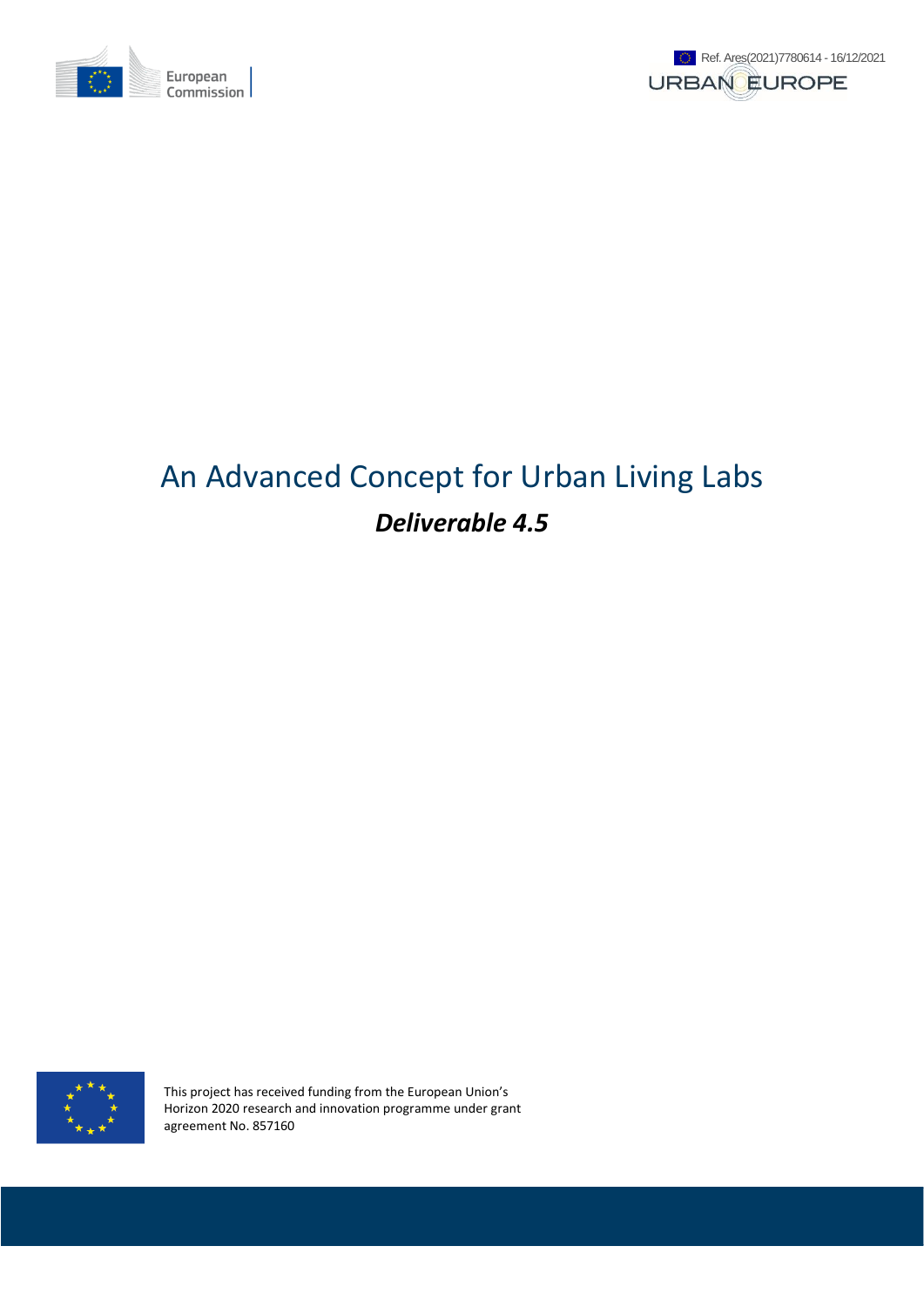Ref. Ares(2021)7780614 - 16/12/2021

# An Advanced Concept for Urban Living Labs

## *Deliverable 4.5*

This project has received funding from the European Union's Horizon 2020 research and innovation programme under grant agreement No. 857160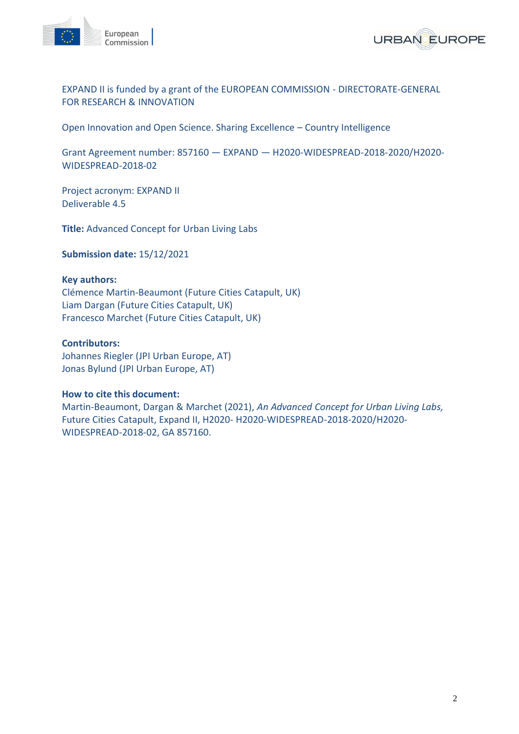EXPAND II is funded by a grant of the EUROPEAN COMMISSION - DIRECTORATE-GENERAL FOR RESEARCH & INNOVATION

Open Innovation and Open Science. Sharing Excellence – Country Intelligence

Grant Agreement number: 857160 — EXPAND — H2020-WIDESPREAD-2018-2020/H2020-WIDESPREAD-2018-02

Project acronym: EXPAND II
Deliverable 4.5

**Title:** Advanced Concept for Urban Living Labs

**Submission date:** 15/12/2021

**Key authors:**
Clémence Martin-Beaumont (Future Cities Catapult, UK)
Liam Dargan (Future Cities Catapult, UK)
Francesco Marchet (Future Cities Catapult, UK)

**Contributors:**
Johannes Riegler (JPI Urban Europe, AT)
Jonas Bylund (JPI Urban Europe, AT)

**How to cite this document:**
Martin-Beaumont, Dargan & Marchet (2021), *An Advanced Concept for Urban Living Labs,* Future Cities Catapult, Expand II, H2020- H2020-WIDESPREAD-2018-2020/H2020-WIDESPREAD-2018-02, GA 857160.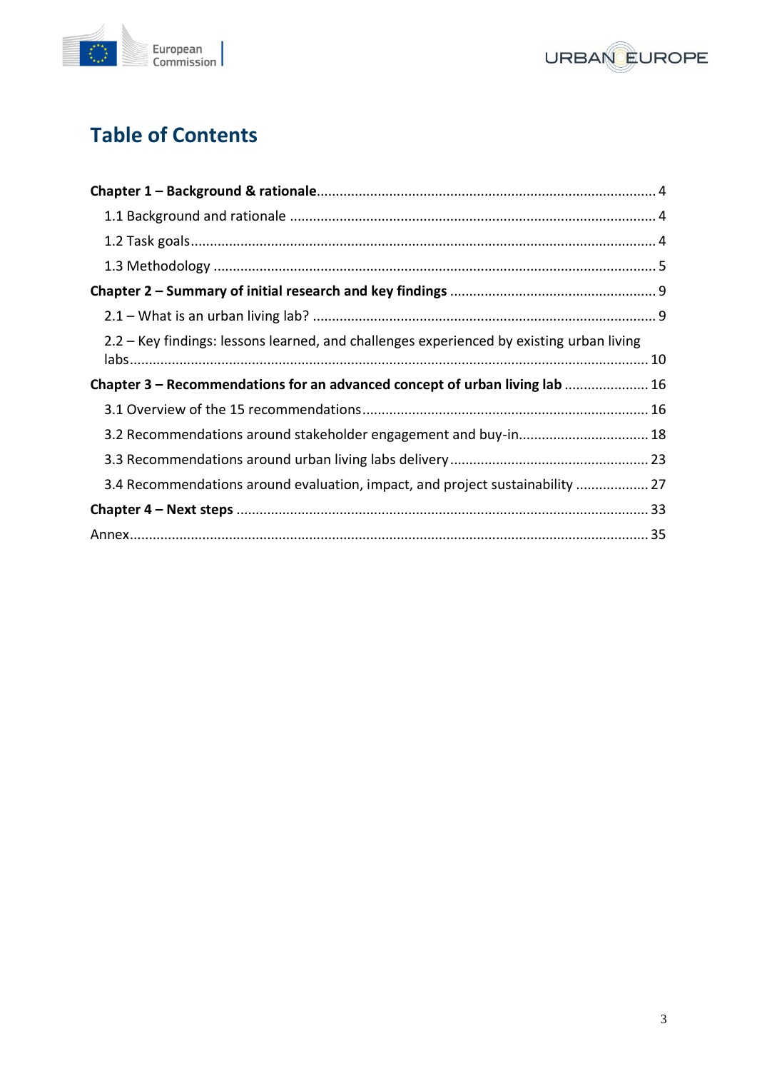# Table of Contents

**Chapter 1 – Background & rationale** ........................................................................................ 4

1.1 Background and rationale ................................................................................................ 4

1.2 Task goals ........................................................................................................................ 4

1.3 Methodology .................................................................................................................... 5

**Chapter 2 – Summary of initial research and key findings** ...................................................... 9

2.1 – What is an urban living lab? .......................................................................................... 9

2.2 – Key findings: lessons learned, and challenges experienced by existing urban living labs ...................................................................................................................................... 10

**Chapter 3 – Recommendations for an advanced concept of urban living lab** ...................... 16

3.1 Overview of the 15 recommendations .......................................................................... 16

3.2 Recommendations around stakeholder engagement and buy-in .................................. 18

3.3 Recommendations around urban living labs delivery .................................................... 23

3.4 Recommendations around evaluation, impact, and project sustainability ................... 27

**Chapter 4 – Next steps** ........................................................................................................... 33

Annex ....................................................................................................................................... 35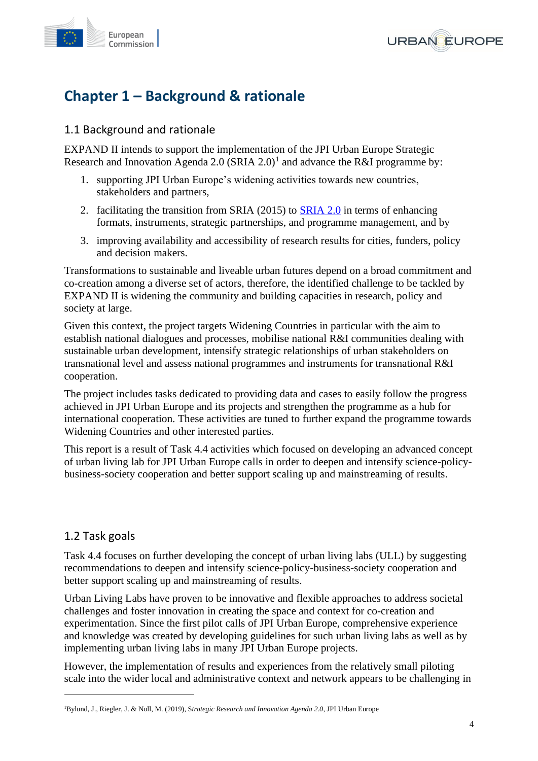# Chapter 1 – Background & rationale

## 1.1 Background and rationale

EXPAND II intends to support the implementation of the JPI Urban Europe Strategic Research and Innovation Agenda 2.0 (SRIA 2.0)[1] and advance the R&I programme by:

1. supporting JPI Urban Europe's widening activities towards new countries, stakeholders and partners,
2. facilitating the transition from SRIA (2015) to [SRIA 2.0](#) in terms of enhancing formats, instruments, strategic partnerships, and programme management, and by
3. improving availability and accessibility of research results for cities, funders, policy and decision makers.

Transformations to sustainable and liveable urban futures depend on a broad commitment and co-creation among a diverse set of actors, therefore, the identified challenge to be tackled by EXPAND II is widening the community and building capacities in research, policy and society at large.

Given this context, the project targets Widening Countries in particular with the aim to establish national dialogues and processes, mobilise national R&I communities dealing with sustainable urban development, intensify strategic relationships of urban stakeholders on transnational level and assess national programmes and instruments for transnational R&I cooperation.

The project includes tasks dedicated to providing data and cases to easily follow the progress achieved in JPI Urban Europe and its projects and strengthen the programme as a hub for international cooperation. These activities are tuned to further expand the programme towards Widening Countries and other interested parties.

This report is a result of Task 4.4 activities which focused on developing an advanced concept of urban living lab for JPI Urban Europe calls in order to deepen and intensify science-policy-business-society cooperation and better support scaling up and mainstreaming of results.

## 1.2 Task goals

Task 4.4 focuses on further developing the concept of urban living labs (ULL) by suggesting recommendations to deepen and intensify science-policy-business-society cooperation and better support scaling up and mainstreaming of results.

Urban Living Labs have proven to be innovative and flexible approaches to address societal challenges and foster innovation in creating the space and context for co-creation and experimentation. Since the first pilot calls of JPI Urban Europe, comprehensive experience and knowledge was created by developing guidelines for such urban living labs as well as by implementing urban living labs in many JPI Urban Europe projects.

However, the implementation of results and experiences from the relatively small piloting scale into the wider local and administrative context and network appears to be challenging in

---

[1] Bylund, J., Riegler, J. & Noll, M. (2019), *Strategic Research and Innovation Agenda 2.0*, JPI Urban Europe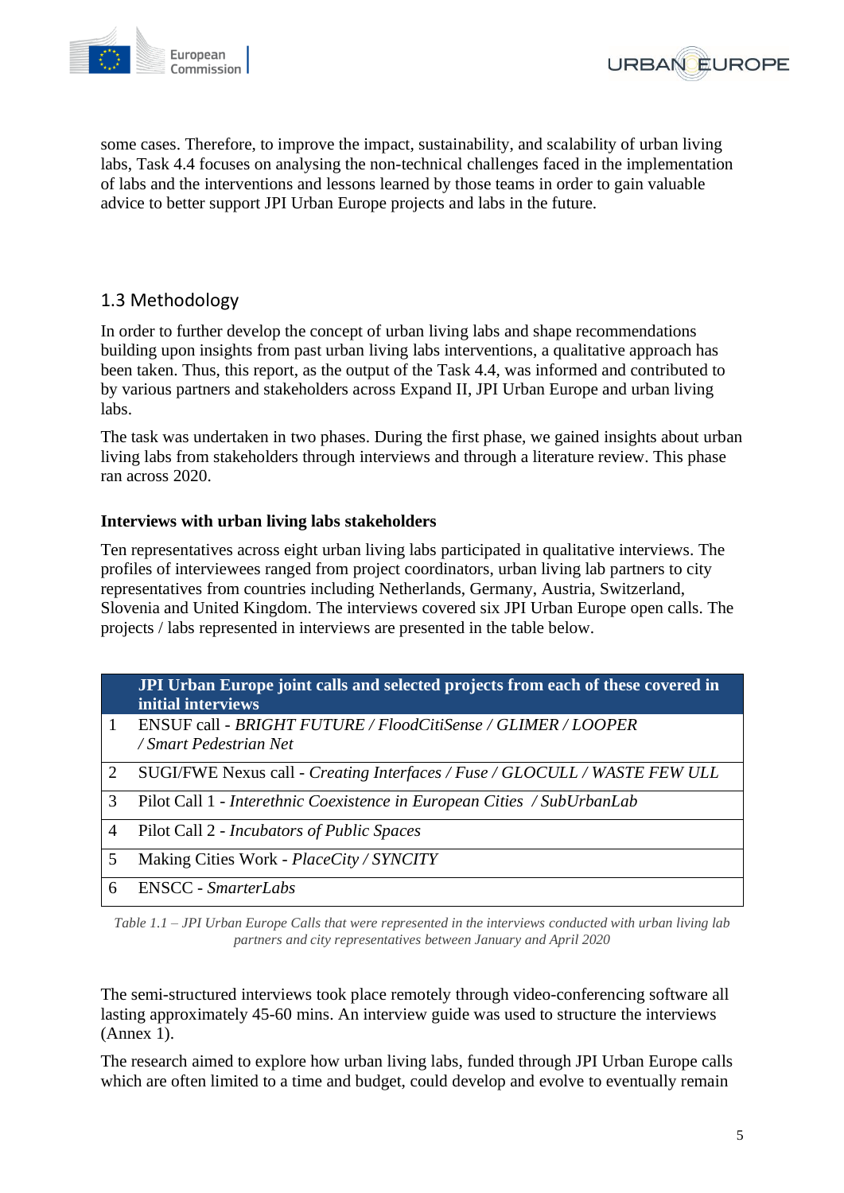some cases. Therefore, to improve the impact, sustainability, and scalability of urban living labs, Task 4.4 focuses on analysing the non-technical challenges faced in the implementation of labs and the interventions and lessons learned by those teams in order to gain valuable advice to better support JPI Urban Europe projects and labs in the future.

## 1.3 Methodology

In order to further develop the concept of urban living labs and shape recommendations building upon insights from past urban living labs interventions, a qualitative approach has been taken. Thus, this report, as the output of the Task 4.4, was informed and contributed to by various partners and stakeholders across Expand II, JPI Urban Europe and urban living labs.

The task was undertaken in two phases. During the first phase, we gained insights about urban living labs from stakeholders through interviews and through a literature review. This phase ran across 2020.

**Interviews with urban living labs stakeholders**

Ten representatives across eight urban living labs participated in qualitative interviews. The profiles of interviewees ranged from project coordinators, urban living lab partners to city representatives from countries including Netherlands, Germany, Austria, Switzerland, Slovenia and United Kingdom. The interviews covered six JPI Urban Europe open calls. The projects / labs represented in interviews are presented in the table below.

| | JPI Urban Europe joint calls and selected projects from each of these covered in initial interviews |
|---|---|
| 1 | ENSUF call - *BRIGHT FUTURE / FloodCitiSense / GLIMER / LOOPER / Smart Pedestrian Net* |
| 2 | SUGI/FWE Nexus call - *Creating Interfaces / Fuse / GLOCULL / WASTE FEW ULL* |
| 3 | Pilot Call 1 - *Interethnic Coexistence in European Cities / SubUrbanLab* |
| 4 | Pilot Call 2 - *Incubators of Public Spaces* |
| 5 | Making Cities Work - *PlaceCity / SYNCITY* |
| 6 | ENSCC - *SmarterLabs* |

*Table 1.1 – JPI Urban Europe Calls that were represented in the interviews conducted with urban living lab partners and city representatives between January and April 2020*

The semi-structured interviews took place remotely through video-conferencing software all lasting approximately 45-60 mins. An interview guide was used to structure the interviews (Annex 1).

The research aimed to explore how urban living labs, funded through JPI Urban Europe calls which are often limited to a time and budget, could develop and evolve to eventually remain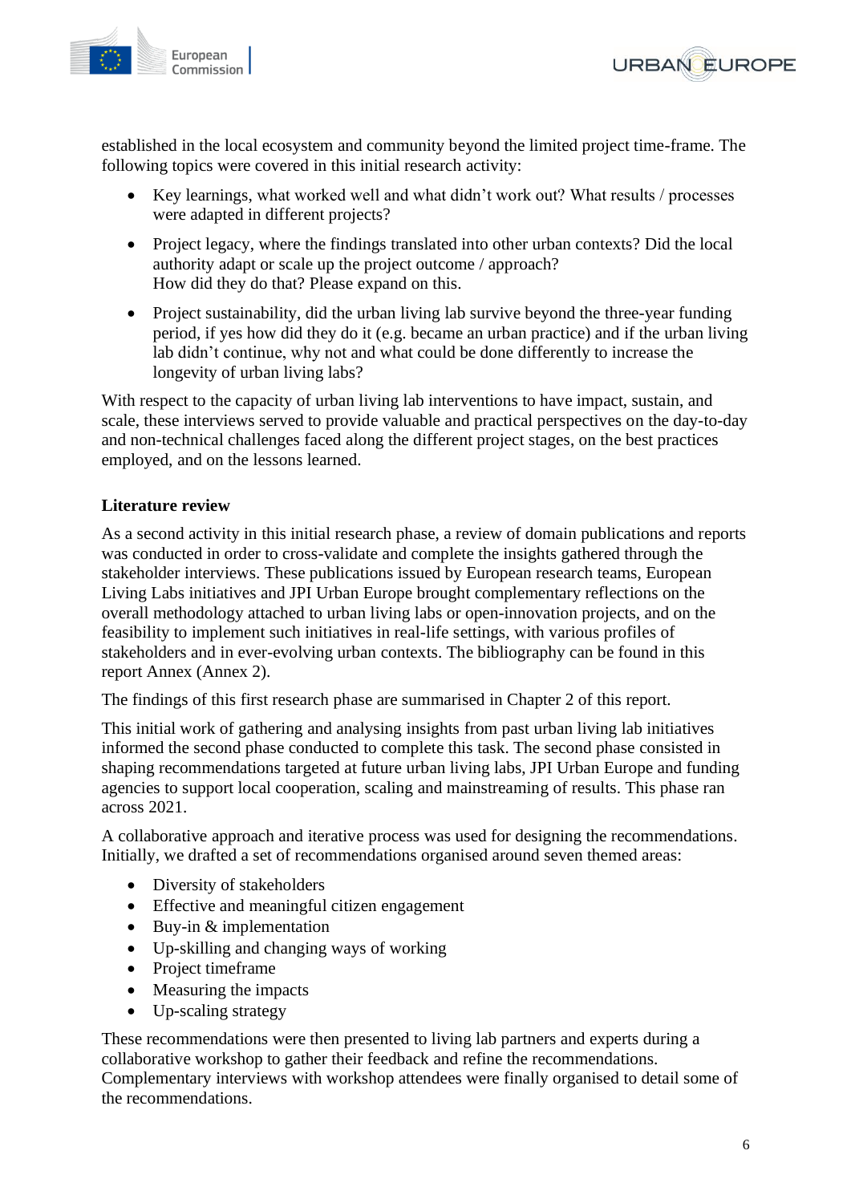established in the local ecosystem and community beyond the limited project time-frame. The following topics were covered in this initial research activity:

- Key learnings, what worked well and what didn't work out? What results / processes were adapted in different projects?
- Project legacy, where the findings translated into other urban contexts? Did the local authority adapt or scale up the project outcome / approach?
  How did they do that? Please expand on this.
- Project sustainability, did the urban living lab survive beyond the three-year funding period, if yes how did they do it (e.g. became an urban practice) and if the urban living lab didn't continue, why not and what could be done differently to increase the longevity of urban living labs?

With respect to the capacity of urban living lab interventions to have impact, sustain, and scale, these interviews served to provide valuable and practical perspectives on the day-to-day and non-technical challenges faced along the different project stages, on the best practices employed, and on the lessons learned.

**Literature review**

As a second activity in this initial research phase, a review of domain publications and reports was conducted in order to cross-validate and complete the insights gathered through the stakeholder interviews. These publications issued by European research teams, European Living Labs initiatives and JPI Urban Europe brought complementary reflections on the overall methodology attached to urban living labs or open-innovation projects, and on the feasibility to implement such initiatives in real-life settings, with various profiles of stakeholders and in ever-evolving urban contexts. The bibliography can be found in this report Annex (Annex 2).

The findings of this first research phase are summarised in Chapter 2 of this report.

This initial work of gathering and analysing insights from past urban living lab initiatives informed the second phase conducted to complete this task. The second phase consisted in shaping recommendations targeted at future urban living labs, JPI Urban Europe and funding agencies to support local cooperation, scaling and mainstreaming of results. This phase ran across 2021.

A collaborative approach and iterative process was used for designing the recommendations. Initially, we drafted a set of recommendations organised around seven themed areas:

- Diversity of stakeholders
- Effective and meaningful citizen engagement
- Buy-in & implementation
- Up-skilling and changing ways of working
- Project timeframe
- Measuring the impacts
- Up-scaling strategy

These recommendations were then presented to living lab partners and experts during a collaborative workshop to gather their feedback and refine the recommendations. Complementary interviews with workshop attendees were finally organised to detail some of the recommendations.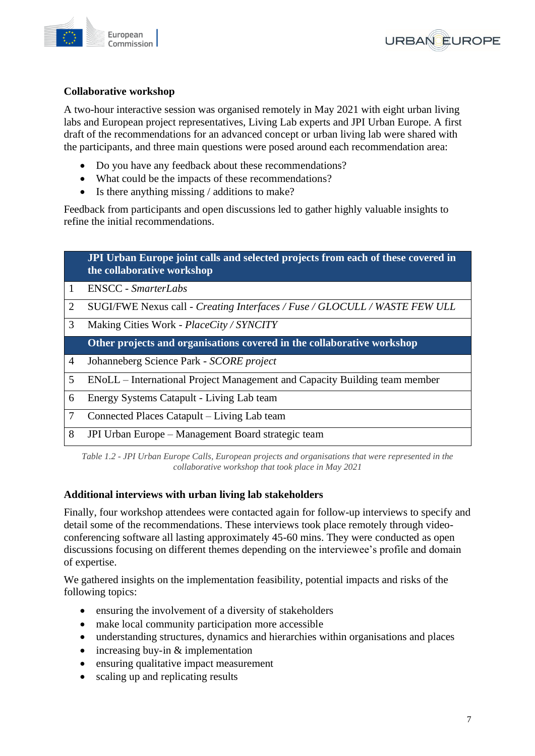### Collaborative workshop

A two-hour interactive session was organised remotely in May 2021 with eight urban living labs and European project representatives, Living Lab experts and JPI Urban Europe. A first draft of the recommendations for an advanced concept or urban living lab were shared with the participants, and three main questions were posed around each recommendation area:

- Do you have any feedback about these recommendations?
- What could be the impacts of these recommendations?
- Is there anything missing / additions to make?

Feedback from participants and open discussions led to gather highly valuable insights to refine the initial recommendations.

| | **JPI Urban Europe joint calls and selected projects from each of these covered in the collaborative workshop** |
|---|---|
| 1 | ENSCC - *SmarterLabs* |
| 2 | SUGI/FWE Nexus call - *Creating Interfaces / Fuse / GLOCULL / WASTE FEW ULL* |
| 3 | Making Cities Work - *PlaceCity / SYNCITY* |
| | **Other projects and organisations covered in the collaborative workshop** |
| 4 | Johanneberg Science Park - *SCORE project* |
| 5 | ENoLL – International Project Management and Capacity Building team member |
| 6 | Energy Systems Catapult - Living Lab team |
| 7 | Connected Places Catapult – Living Lab team |
| 8 | JPI Urban Europe – Management Board strategic team |

*Table 1.2 - JPI Urban Europe Calls, European projects and organisations that were represented in the collaborative workshop that took place in May 2021*

### Additional interviews with urban living lab stakeholders

Finally, four workshop attendees were contacted again for follow-up interviews to specify and detail some of the recommendations. These interviews took place remotely through video-conferencing software all lasting approximately 45-60 mins. They were conducted as open discussions focusing on different themes depending on the interviewee's profile and domain of expertise.

We gathered insights on the implementation feasibility, potential impacts and risks of the following topics:

- ensuring the involvement of a diversity of stakeholders
- make local community participation more accessible
- understanding structures, dynamics and hierarchies within organisations and places
- increasing buy-in & implementation
- ensuring qualitative impact measurement
- scaling up and replicating results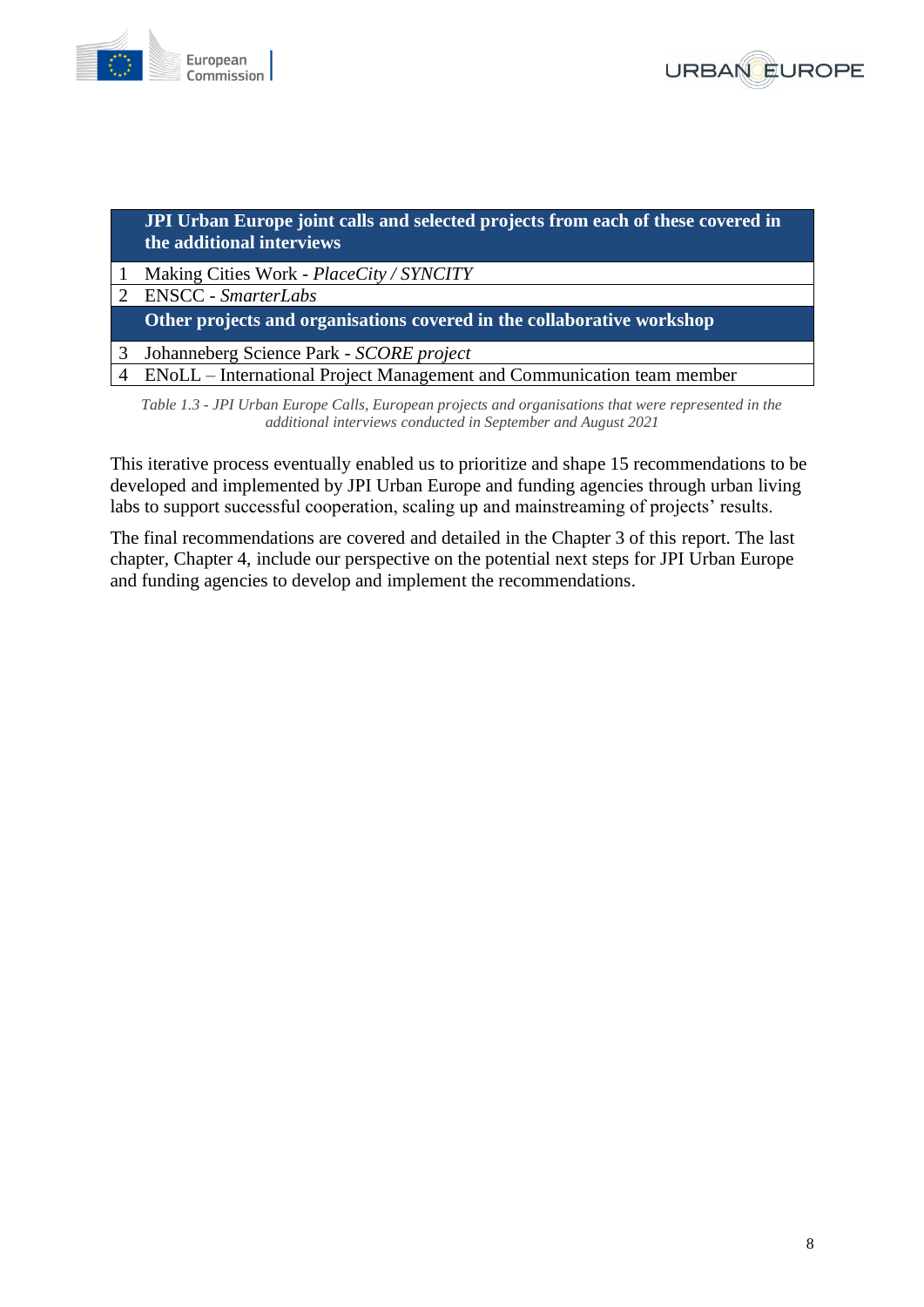| | JPI Urban Europe joint calls and selected projects from each of these covered in the additional interviews |
|---|---|
| 1 | Making Cities Work - *PlaceCity / SYNCITY* |
| 2 | ENSCC - *SmarterLabs* |
| | **Other projects and organisations covered in the collaborative workshop** |
| 3 | Johanneberg Science Park - *SCORE project* |
| 4 | ENoLL – International Project Management and Communication team member |

*Table 1.3 - JPI Urban Europe Calls, European projects and organisations that were represented in the additional interviews conducted in September and August 2021*

This iterative process eventually enabled us to prioritize and shape 15 recommendations to be developed and implemented by JPI Urban Europe and funding agencies through urban living labs to support successful cooperation, scaling up and mainstreaming of projects' results.

The final recommendations are covered and detailed in the Chapter 3 of this report. The last chapter, Chapter 4, include our perspective on the potential next steps for JPI Urban Europe and funding agencies to develop and implement the recommendations.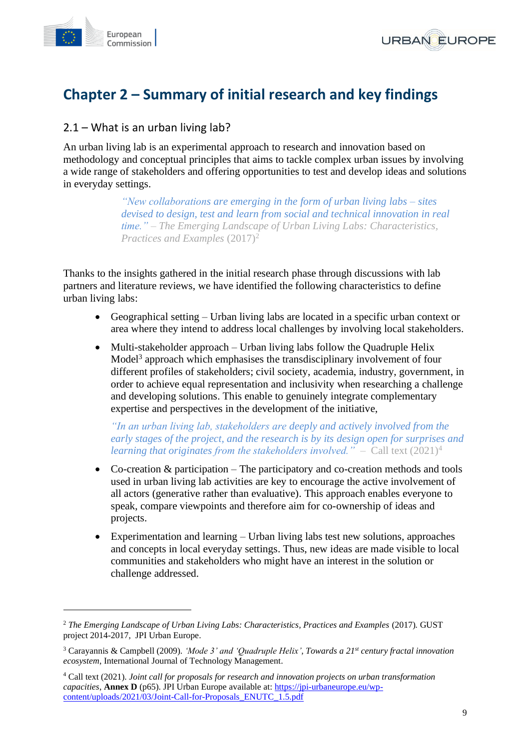# Chapter 2 – Summary of initial research and key findings

## 2.1 – What is an urban living lab?

An urban living lab is an experimental approach to research and innovation based on methodology and conceptual principles that aims to tackle complex urban issues by involving a wide range of stakeholders and offering opportunities to test and develop ideas and solutions in everyday settings.

> *"New collaborations are emerging in the form of urban living labs – sites devised to design, test and learn from social and technical innovation in real time." – The Emerging Landscape of Urban Living Labs: Characteristics, Practices and Examples* (2017)[2]

Thanks to the insights gathered in the initial research phase through discussions with lab partners and literature reviews, we have identified the following characteristics to define urban living labs:

- Geographical setting – Urban living labs are located in a specific urban context or area where they intend to address local challenges by involving local stakeholders.
- Multi-stakeholder approach – Urban living labs follow the Quadruple Helix Model[3] approach which emphasises the transdisciplinary involvement of four different profiles of stakeholders; civil society, academia, industry, government, in order to achieve equal representation and inclusivity when researching a challenge and developing solutions. This enable to genuinely integrate complementary expertise and perspectives in the development of the initiative,

  > *"In an urban living lab, stakeholders are deeply and actively involved from the early stages of the project, and the research is by its design open for surprises and learning that originates from the stakeholders involved."* – Call text (2021)[4]

- Co-creation & participation – The participatory and co-creation methods and tools used in urban living lab activities are key to encourage the active involvement of all actors (generative rather than evaluative). This approach enables everyone to speak, compare viewpoints and therefore aim for co-ownership of ideas and projects.
- Experimentation and learning – Urban living labs test new solutions, approaches and concepts in local everyday settings. Thus, new ideas are made visible to local communities and stakeholders who might have an interest in the solution or challenge addressed.

---

[2] *The Emerging Landscape of Urban Living Labs: Characteristics, Practices and Examples* (2017). GUST project 2014-2017, JPI Urban Europe.

[3] Carayannis & Campbell (2009). *'Mode 3' and 'Quadruple Helix', Towards a 21st century fractal innovation ecosystem*, International Journal of Technology Management.

[4] Call text (2021). *Joint call for proposals for research and innovation projects on urban transformation capacities*, **Annex D** (p65). JPI Urban Europe available at: https://jpi-urbaneurope.eu/wp-content/uploads/2021/03/Joint-Call-for-Proposals_ENUTC_1.5.pdf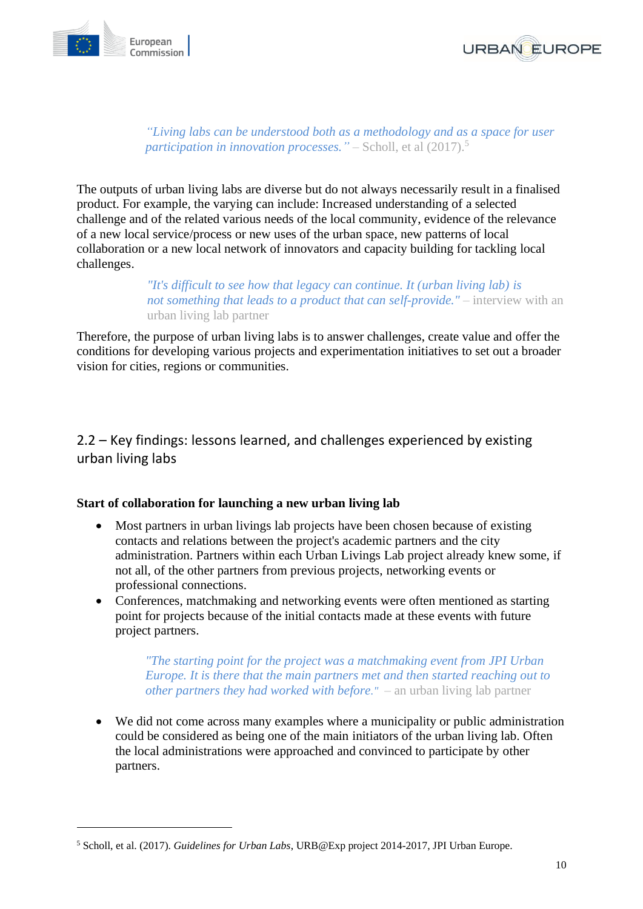> *"Living labs can be understood both as a methodology and as a space for user participation in innovation processes."* – Scholl, et al (2017).[5]

The outputs of urban living labs are diverse but do not always necessarily result in a finalised product. For example, the varying can include: Increased understanding of a selected challenge and of the related various needs of the local community, evidence of the relevance of a new local service/process or new uses of the urban space, new patterns of local collaboration or a new local network of innovators and capacity building for tackling local challenges.

> *"It's difficult to see how that legacy can continue. It (urban living lab) is not something that leads to a product that can self-provide."* – interview with an urban living lab partner

Therefore, the purpose of urban living labs is to answer challenges, create value and offer the conditions for developing various projects and experimentation initiatives to set out a broader vision for cities, regions or communities.

## 2.2 – Key findings: lessons learned, and challenges experienced by existing urban living labs

**Start of collaboration for launching a new urban living lab**

- Most partners in urban livings lab projects have been chosen because of existing contacts and relations between the project's academic partners and the city administration. Partners within each Urban Livings Lab project already knew some, if not all, of the other partners from previous projects, networking events or professional connections.
- Conferences, matchmaking and networking events were often mentioned as starting point for projects because of the initial contacts made at these events with future project partners.

> *"The starting point for the project was a matchmaking event from JPI Urban Europe. It is there that the main partners met and then started reaching out to other partners they had worked with before."* – an urban living lab partner

- We did not come across many examples where a municipality or public administration could be considered as being one of the main initiators of the urban living lab. Often the local administrations were approached and convinced to participate by other partners.

---

[5] Scholl, et al. (2017). *Guidelines for Urban Labs*, URB@Exp project 2014-2017, JPI Urban Europe.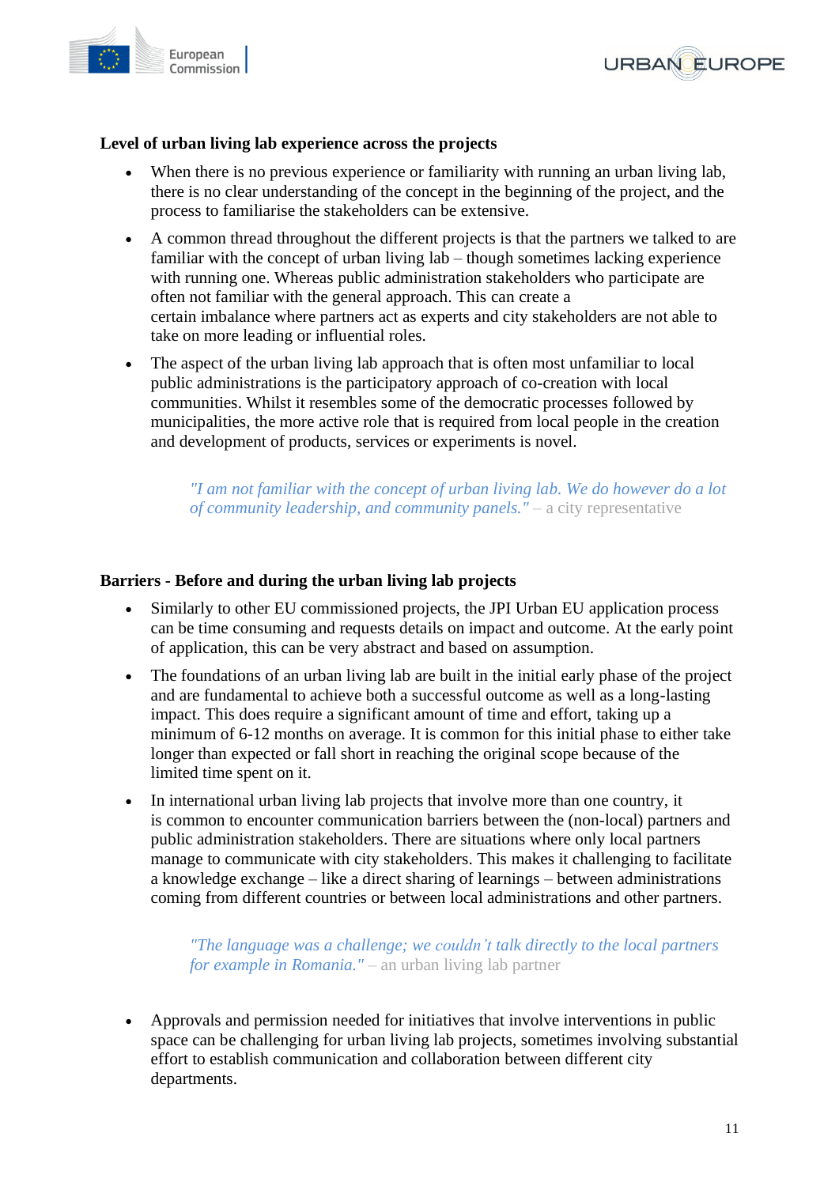**Level of urban living lab experience across the projects**

- When there is no previous experience or familiarity with running an urban living lab, there is no clear understanding of the concept in the beginning of the project, and the process to familiarise the stakeholders can be extensive.
- A common thread throughout the different projects is that the partners we talked to are familiar with the concept of urban living lab – though sometimes lacking experience with running one. Whereas public administration stakeholders who participate are often not familiar with the general approach. This can create a certain imbalance where partners act as experts and city stakeholders are not able to take on more leading or influential roles.
- The aspect of the urban living lab approach that is often most unfamiliar to local public administrations is the participatory approach of co-creation with local communities. Whilst it resembles some of the democratic processes followed by municipalities, the more active role that is required from local people in the creation and development of products, services or experiments is novel.

> *"I am not familiar with the concept of urban living lab. We do however do a lot of community leadership, and community panels."* – a city representative

**Barriers - Before and during the urban living lab projects**

- Similarly to other EU commissioned projects, the JPI Urban EU application process can be time consuming and requests details on impact and outcome. At the early point of application, this can be very abstract and based on assumption.
- The foundations of an urban living lab are built in the initial early phase of the project and are fundamental to achieve both a successful outcome as well as a long-lasting impact. This does require a significant amount of time and effort, taking up a minimum of 6-12 months on average. It is common for this initial phase to either take longer than expected or fall short in reaching the original scope because of the limited time spent on it.
- In international urban living lab projects that involve more than one country, it is common to encounter communication barriers between the (non-local) partners and public administration stakeholders. There are situations where only local partners manage to communicate with city stakeholders. This makes it challenging to facilitate a knowledge exchange – like a direct sharing of learnings – between administrations coming from different countries or between local administrations and other partners.

> *"The language was a challenge; we couldn't talk directly to the local partners for example in Romania."* – an urban living lab partner

- Approvals and permission needed for initiatives that involve interventions in public space can be challenging for urban living lab projects, sometimes involving substantial effort to establish communication and collaboration between different city departments.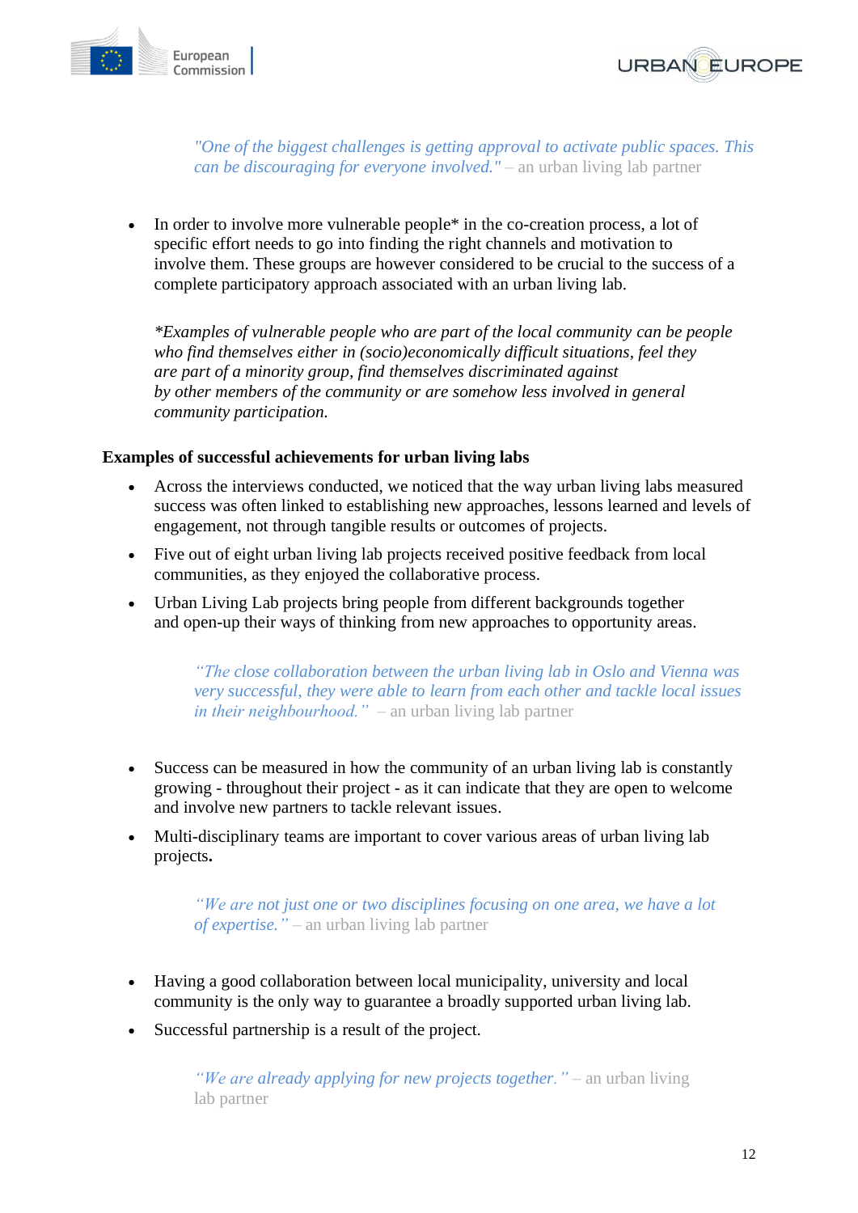> *"One of the biggest challenges is getting approval to activate public spaces. This can be discouraging for everyone involved."* – an urban living lab partner

- In order to involve more vulnerable people* in the co-creation process, a lot of specific effort needs to go into finding the right channels and motivation to involve them. These groups are however considered to be crucial to the success of a complete participatory approach associated with an urban living lab.

  *\*Examples of vulnerable people who are part of the local community can be people who find themselves either in (socio)economically difficult situations, feel they are part of a minority group, find themselves discriminated against by other members of the community or are somehow less involved in general community participation.*

**Examples of successful achievements for urban living labs**

- Across the interviews conducted, we noticed that the way urban living labs measured success was often linked to establishing new approaches, lessons learned and levels of engagement, not through tangible results or outcomes of projects.
- Five out of eight urban living lab projects received positive feedback from local communities, as they enjoyed the collaborative process.
- Urban Living Lab projects bring people from different backgrounds together and open-up their ways of thinking from new approaches to opportunity areas.

> *"The close collaboration between the urban living lab in Oslo and Vienna was very successful, they were able to learn from each other and tackle local issues in their neighbourhood."* – an urban living lab partner

- Success can be measured in how the community of an urban living lab is constantly growing - throughout their project - as it can indicate that they are open to welcome and involve new partners to tackle relevant issues.
- Multi-disciplinary teams are important to cover various areas of urban living lab projects**.**

> *"We are not just one or two disciplines focusing on one area, we have a lot of expertise."* – an urban living lab partner

- Having a good collaboration between local municipality, university and local community is the only way to guarantee a broadly supported urban living lab.
- Successful partnership is a result of the project.

> *"We are already applying for new projects together."* – an urban living lab partner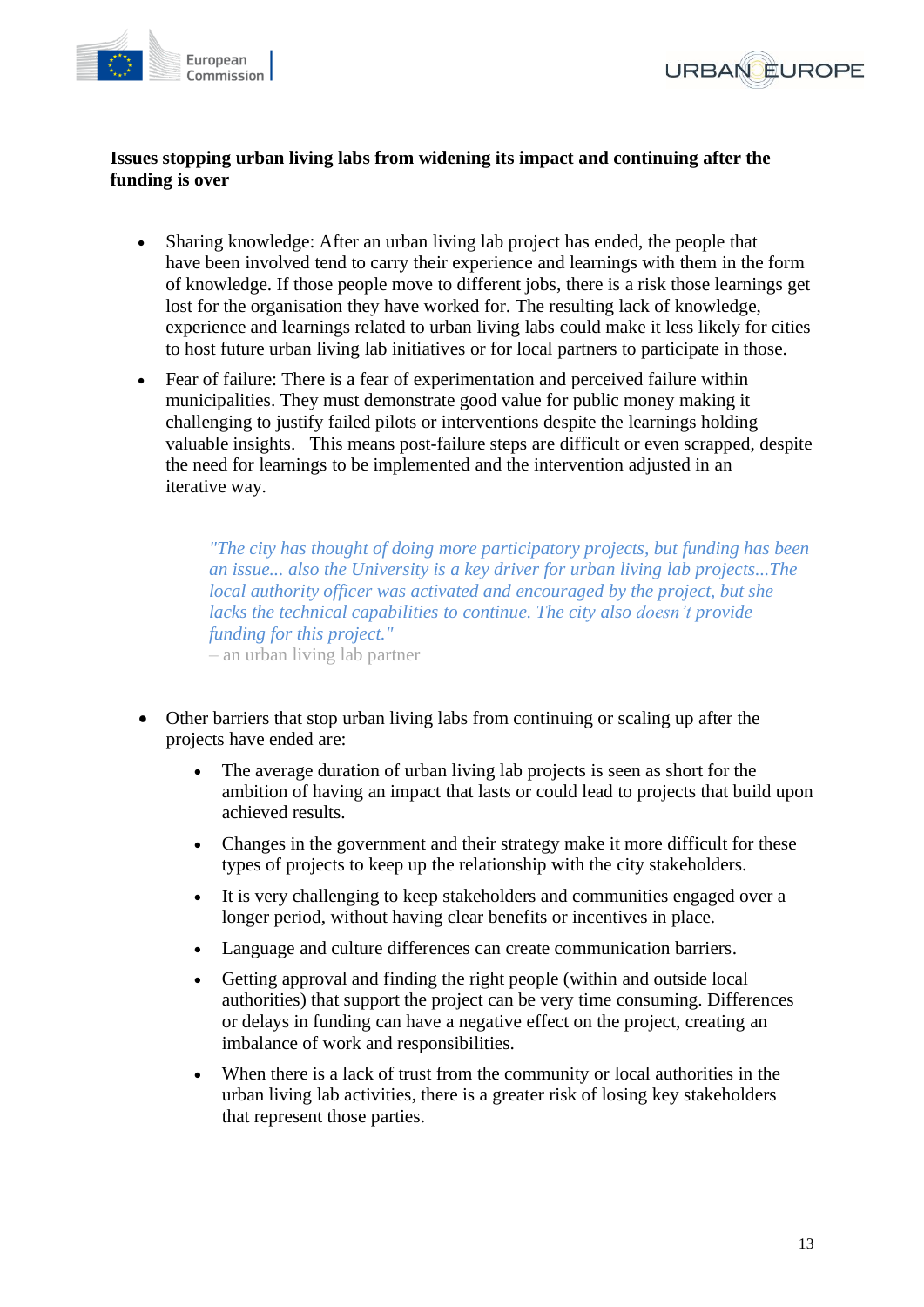**Issues stopping urban living labs from widening its impact and continuing after the funding is over**

- Sharing knowledge: After an urban living lab project has ended, the people that have been involved tend to carry their experience and learnings with them in the form of knowledge. If those people move to different jobs, there is a risk those learnings get lost for the organisation they have worked for. The resulting lack of knowledge, experience and learnings related to urban living labs could make it less likely for cities to host future urban living lab initiatives or for local partners to participate in those.
- Fear of failure: There is a fear of experimentation and perceived failure within municipalities. They must demonstrate good value for public money making it challenging to justify failed pilots or interventions despite the learnings holding valuable insights. This means post-failure steps are difficult or even scrapped, despite the need for learnings to be implemented and the intervention adjusted in an iterative way.

> *"The city has thought of doing more participatory projects, but funding has been an issue... also the University is a key driver for urban living lab projects...The local authority officer was activated and encouraged by the project, but she lacks the technical capabilities to continue. The city also doesn't provide funding for this project."*
> – an urban living lab partner

- Other barriers that stop urban living labs from continuing or scaling up after the projects have ended are:
  - The average duration of urban living lab projects is seen as short for the ambition of having an impact that lasts or could lead to projects that build upon achieved results.
  - Changes in the government and their strategy make it more difficult for these types of projects to keep up the relationship with the city stakeholders.
  - It is very challenging to keep stakeholders and communities engaged over a longer period, without having clear benefits or incentives in place.
  - Language and culture differences can create communication barriers.
  - Getting approval and finding the right people (within and outside local authorities) that support the project can be very time consuming. Differences or delays in funding can have a negative effect on the project, creating an imbalance of work and responsibilities.
  - When there is a lack of trust from the community or local authorities in the urban living lab activities, there is a greater risk of losing key stakeholders that represent those parties.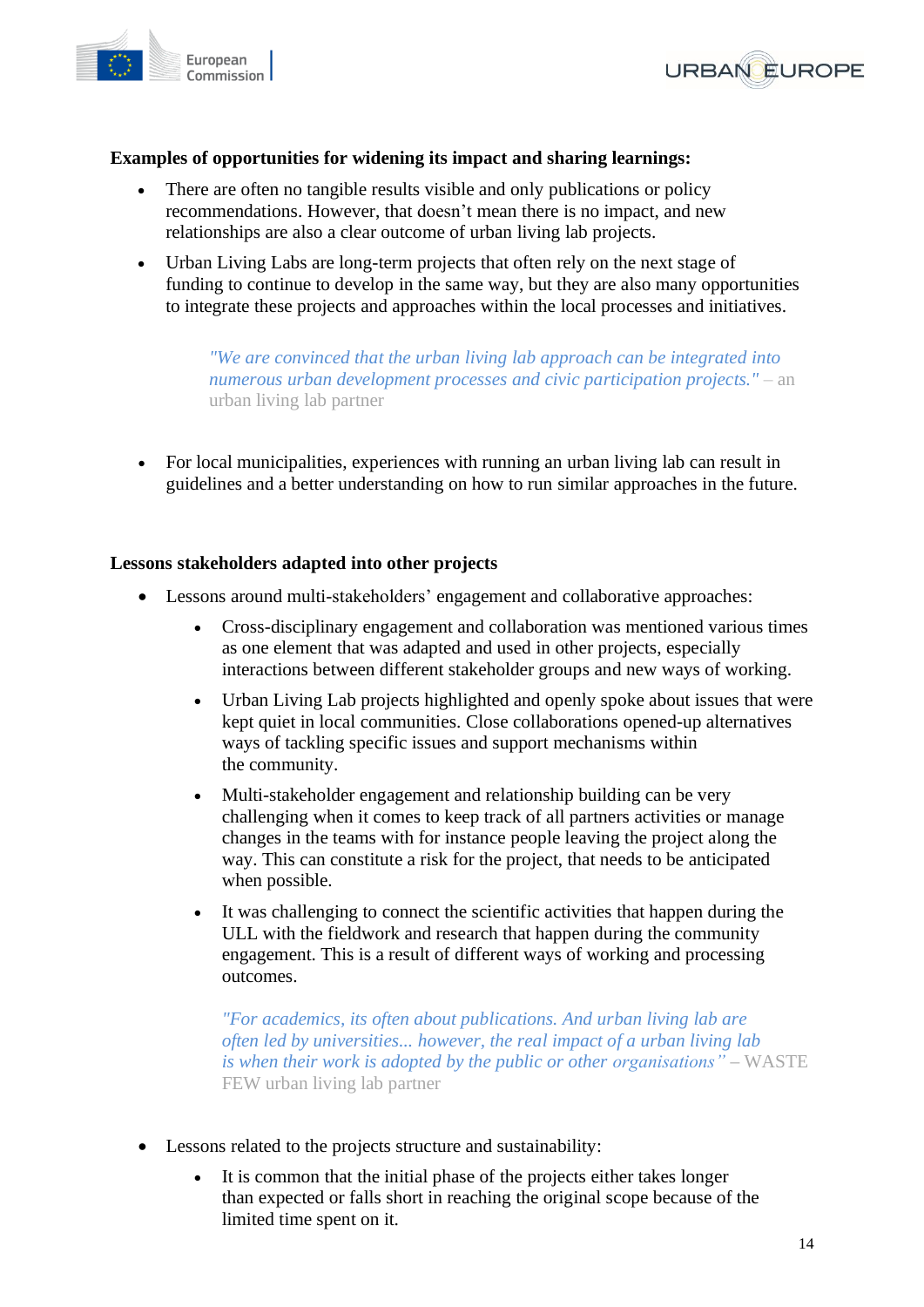**Examples of opportunities for widening its impact and sharing learnings:**

- There are often no tangible results visible and only publications or policy recommendations. However, that doesn't mean there is no impact, and new relationships are also a clear outcome of urban living lab projects.
- Urban Living Labs are long-term projects that often rely on the next stage of funding to continue to develop in the same way, but they are also many opportunities to integrate these projects and approaches within the local processes and initiatives.

> *"We are convinced that the urban living lab approach can be integrated into numerous urban development processes and civic participation projects."* – an urban living lab partner

- For local municipalities, experiences with running an urban living lab can result in guidelines and a better understanding on how to run similar approaches in the future.

**Lessons stakeholders adapted into other projects**

- Lessons around multi-stakeholders' engagement and collaborative approaches:
  - Cross-disciplinary engagement and collaboration was mentioned various times as one element that was adapted and used in other projects, especially interactions between different stakeholder groups and new ways of working.
  - Urban Living Lab projects highlighted and openly spoke about issues that were kept quiet in local communities. Close collaborations opened-up alternatives ways of tackling specific issues and support mechanisms within the community.
  - Multi-stakeholder engagement and relationship building can be very challenging when it comes to keep track of all partners activities or manage changes in the teams with for instance people leaving the project along the way. This can constitute a risk for the project, that needs to be anticipated when possible.
  - It was challenging to connect the scientific activities that happen during the ULL with the fieldwork and research that happen during the community engagement. This is a result of different ways of working and processing outcomes.

  > *"For academics, its often about publications. And urban living lab are often led by universities... however, the real impact of a urban living lab is when their work is adopted by the public or other organisations"* – WASTE FEW urban living lab partner

- Lessons related to the projects structure and sustainability:
  - It is common that the initial phase of the projects either takes longer than expected or falls short in reaching the original scope because of the limited time spent on it.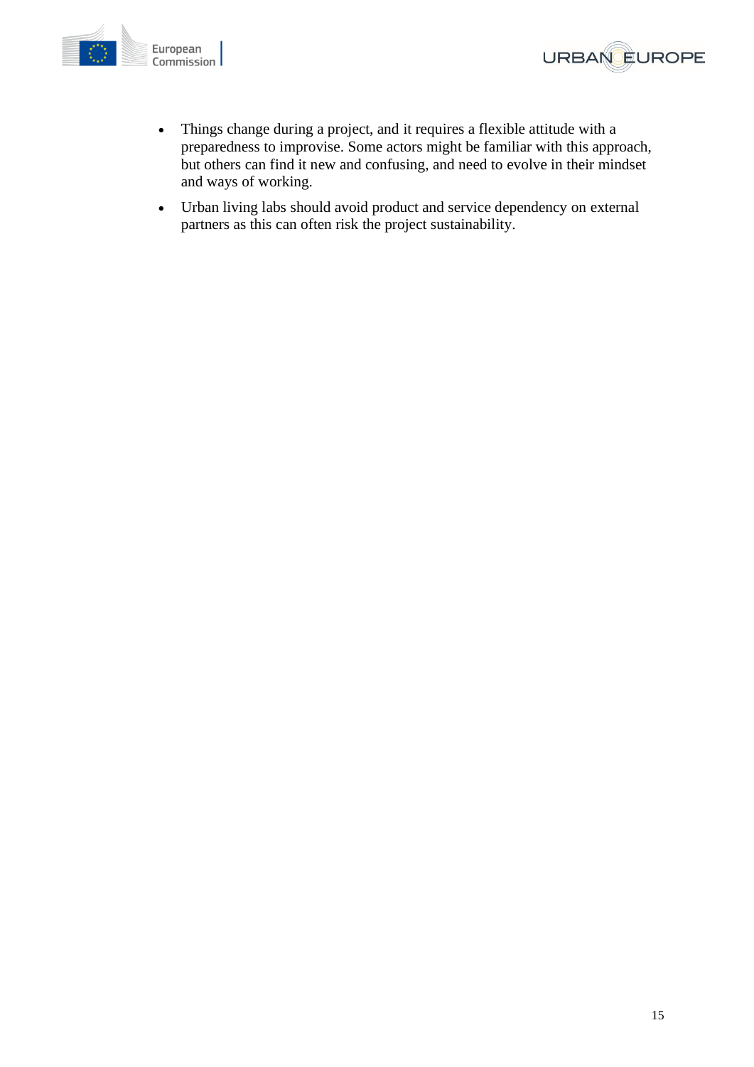- Things change during a project, and it requires a flexible attitude with a preparedness to improvise. Some actors might be familiar with this approach, but others can find it new and confusing, and need to evolve in their mindset and ways of working.
- Urban living labs should avoid product and service dependency on external partners as this can often risk the project sustainability.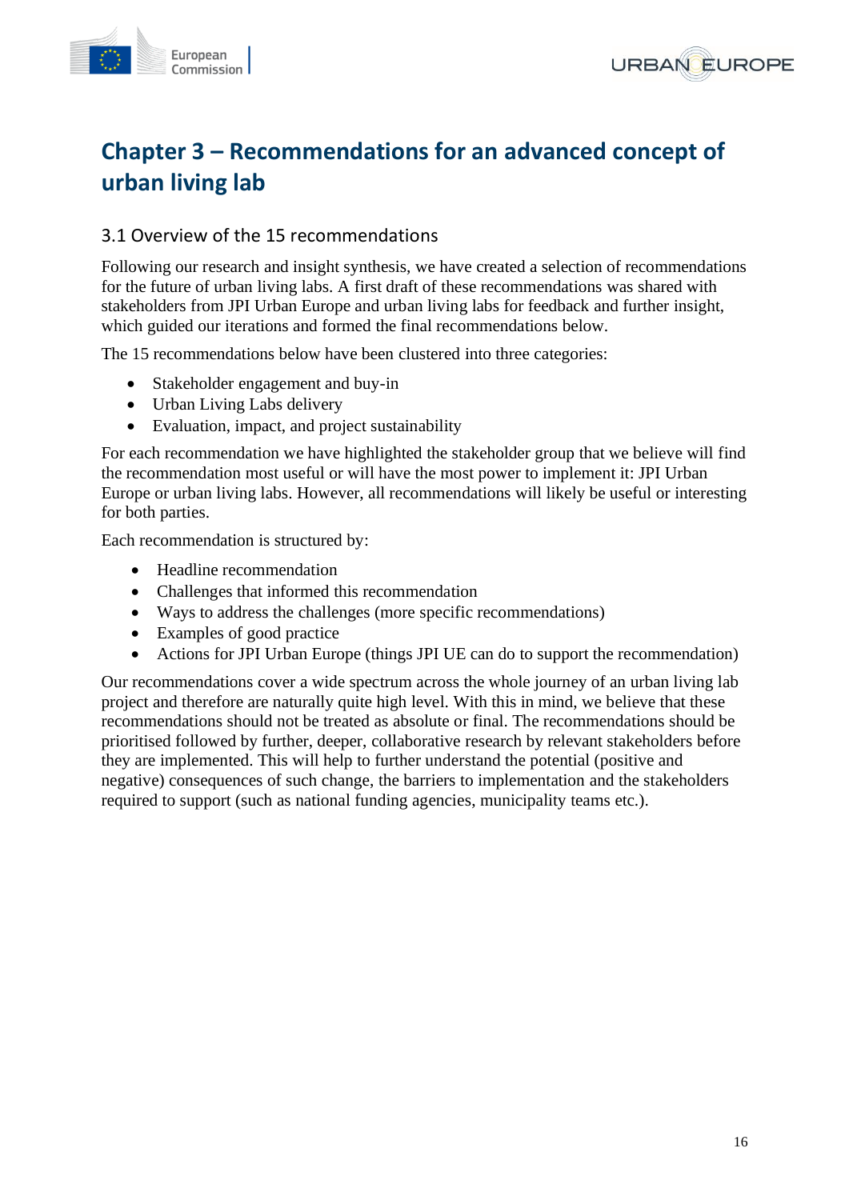# Chapter 3 – Recommendations for an advanced concept of urban living lab

## 3.1 Overview of the 15 recommendations

Following our research and insight synthesis, we have created a selection of recommendations for the future of urban living labs. A first draft of these recommendations was shared with stakeholders from JPI Urban Europe and urban living labs for feedback and further insight, which guided our iterations and formed the final recommendations below.

The 15 recommendations below have been clustered into three categories:

- Stakeholder engagement and buy-in
- Urban Living Labs delivery
- Evaluation, impact, and project sustainability

For each recommendation we have highlighted the stakeholder group that we believe will find the recommendation most useful or will have the most power to implement it: JPI Urban Europe or urban living labs. However, all recommendations will likely be useful or interesting for both parties.

Each recommendation is structured by:

- Headline recommendation
- Challenges that informed this recommendation
- Ways to address the challenges (more specific recommendations)
- Examples of good practice
- Actions for JPI Urban Europe (things JPI UE can do to support the recommendation)

Our recommendations cover a wide spectrum across the whole journey of an urban living lab project and therefore are naturally quite high level. With this in mind, we believe that these recommendations should not be treated as absolute or final. The recommendations should be prioritised followed by further, deeper, collaborative research by relevant stakeholders before they are implemented. This will help to further understand the potential (positive and negative) consequences of such change, the barriers to implementation and the stakeholders required to support (such as national funding agencies, municipality teams etc.).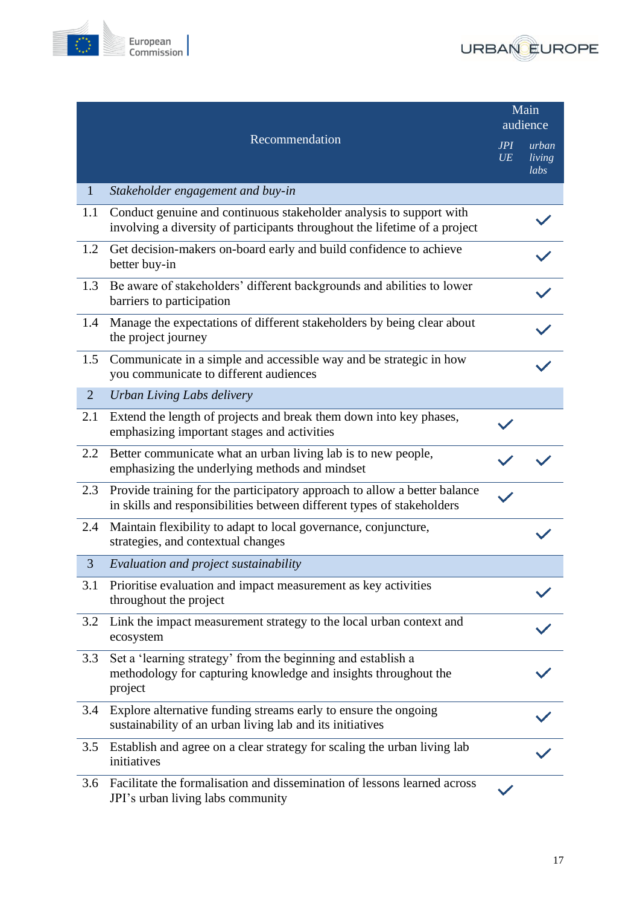| | Recommendation | Main audience | |
|---|---|---|---|
| | | *JPI UE* | *urban living labs* |
| 1 | *Stakeholder engagement and buy-in* | | |
| 1.1 | Conduct genuine and continuous stakeholder analysis to support with involving a diversity of participants throughout the lifetime of a project | | ✓ |
| 1.2 | Get decision-makers on-board early and build confidence to achieve better buy-in | | ✓ |
| 1.3 | Be aware of stakeholders' different backgrounds and abilities to lower barriers to participation | | ✓ |
| 1.4 | Manage the expectations of different stakeholders by being clear about the project journey | | ✓ |
| 1.5 | Communicate in a simple and accessible way and be strategic in how you communicate to different audiences | | ✓ |
| 2 | *Urban Living Labs delivery* | | |
| 2.1 | Extend the length of projects and break them down into key phases, emphasizing important stages and activities | ✓ | |
| 2.2 | Better communicate what an urban living lab is to new people, emphasizing the underlying methods and mindset | ✓ | ✓ |
| 2.3 | Provide training for the participatory approach to allow a better balance in skills and responsibilities between different types of stakeholders | ✓ | |
| 2.4 | Maintain flexibility to adapt to local governance, conjuncture, strategies, and contextual changes | | ✓ |
| 3 | *Evaluation and project sustainability* | | |
| 3.1 | Prioritise evaluation and impact measurement as key activities throughout the project | | ✓ |
| 3.2 | Link the impact measurement strategy to the local urban context and ecosystem | | ✓ |
| 3.3 | Set a 'learning strategy' from the beginning and establish a methodology for capturing knowledge and insights throughout the project | | ✓ |
| 3.4 | Explore alternative funding streams early to ensure the ongoing sustainability of an urban living lab and its initiatives | | ✓ |
| 3.5 | Establish and agree on a clear strategy for scaling the urban living lab initiatives | | ✓ |
| 3.6 | Facilitate the formalisation and dissemination of lessons learned across JPI's urban living labs community | ✓ | |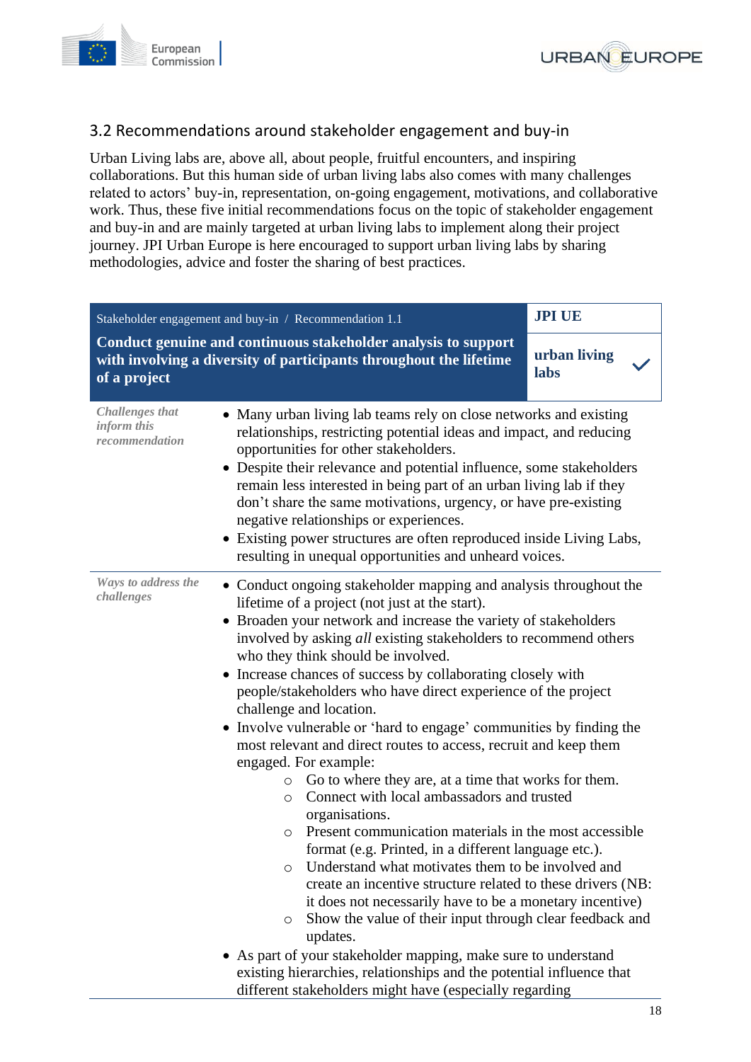### 3.2 Recommendations around stakeholder engagement and buy-in

Urban Living labs are, above all, about people, fruitful encounters, and inspiring collaborations. But this human side of urban living labs also comes with many challenges related to actors' buy-in, representation, on-going engagement, motivations, and collaborative work. Thus, these five initial recommendations focus on the topic of stakeholder engagement and buy-in and are mainly targeted at urban living labs to implement along their project journey. JPI Urban Europe is here encouraged to support urban living labs by sharing methodologies, advice and foster the sharing of best practices.

| Stakeholder engagement and buy-in / Recommendation 1.1<br>**Conduct genuine and continuous stakeholder analysis to support with involving a diversity of participants throughout the lifetime of a project** | | **JPI UE**<br>**urban living labs** ✓ |
|---|---|---|
| *Challenges that inform this recommendation* | • Many urban living lab teams rely on close networks and existing relationships, restricting potential ideas and impact, and reducing opportunities for other stakeholders.<br>• Despite their relevance and potential influence, some stakeholders remain less interested in being part of an urban living lab if they don't share the same motivations, urgency, or have pre-existing negative relationships or experiences.<br>• Existing power structures are often reproduced inside Living Labs, resulting in unequal opportunities and unheard voices. | |
| *Ways to address the challenges* | • Conduct ongoing stakeholder mapping and analysis throughout the lifetime of a project (not just at the start).<br>• Broaden your network and increase the variety of stakeholders involved by asking *all* existing stakeholders to recommend others who they think should be involved.<br>• Increase chances of success by collaborating closely with people/stakeholders who have direct experience of the project challenge and location.<br>• Involve vulnerable or 'hard to engage' communities by finding the most relevant and direct routes to access, recruit and keep them engaged. For example:<br>&nbsp;&nbsp;○ Go to where they are, at a time that works for them.<br>&nbsp;&nbsp;○ Connect with local ambassadors and trusted organisations.<br>&nbsp;&nbsp;○ Present communication materials in the most accessible format (e.g. Printed, in a different language etc.).<br>&nbsp;&nbsp;○ Understand what motivates them to be involved and create an incentive structure related to these drivers (NB: it does not necessarily have to be a monetary incentive)<br>&nbsp;&nbsp;○ Show the value of their input through clear feedback and updates.<br>• As part of your stakeholder mapping, make sure to understand existing hierarchies, relationships and the potential influence that different stakeholders might have (especially regarding | |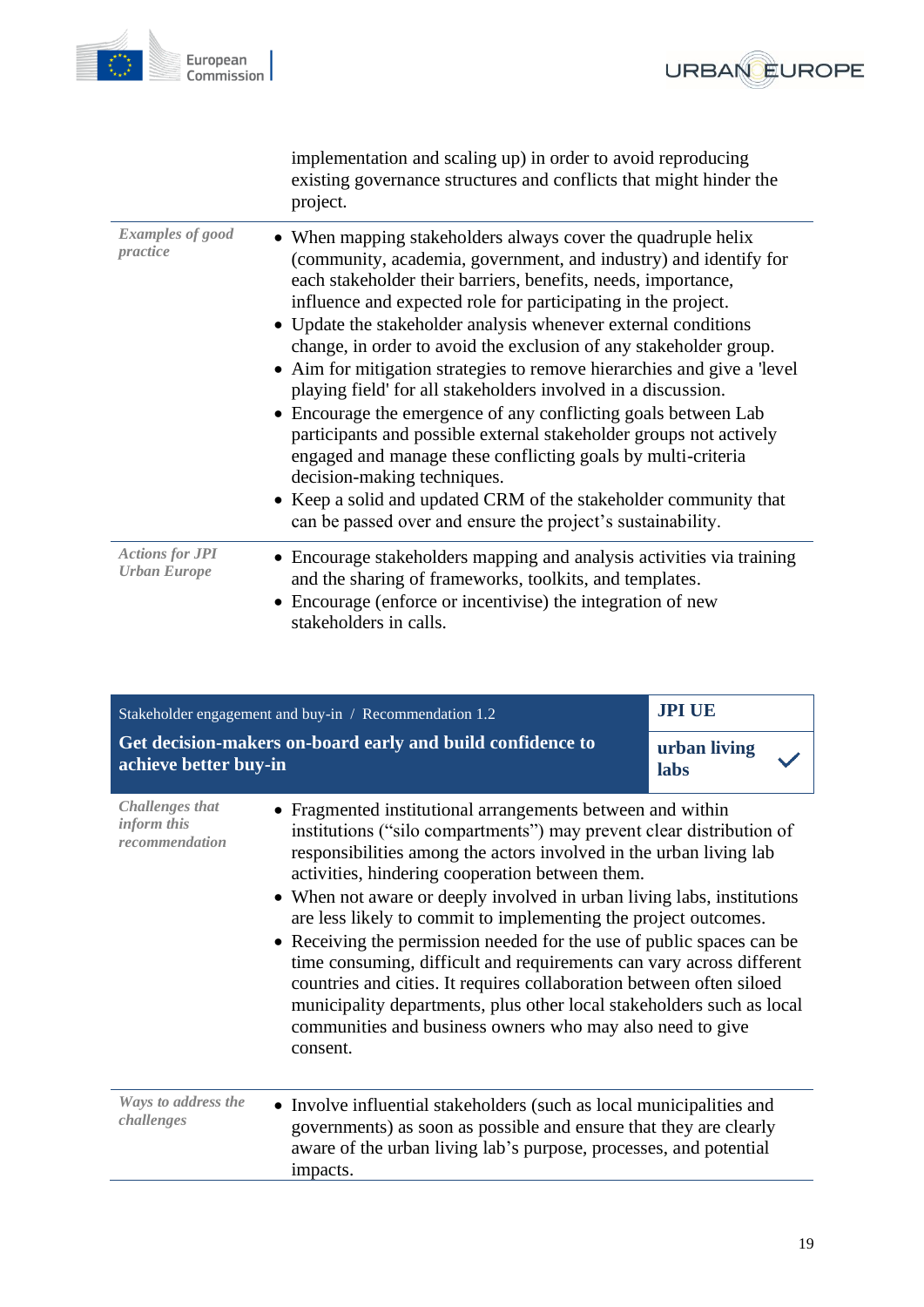| | |
|---|---|
| | implementation and scaling up) in order to avoid reproducing existing governance structures and conflicts that might hinder the project. |
| *Examples of good practice* | • When mapping stakeholders always cover the quadruple helix (community, academia, government, and industry) and identify for each stakeholder their barriers, benefits, needs, importance, influence and expected role for participating in the project.<br>• Update the stakeholder analysis whenever external conditions change, in order to avoid the exclusion of any stakeholder group.<br>• Aim for mitigation strategies to remove hierarchies and give a 'level playing field' for all stakeholders involved in a discussion.<br>• Encourage the emergence of any conflicting goals between Lab participants and possible external stakeholder groups not actively engaged and manage these conflicting goals by multi-criteria decision-making techniques.<br>• Keep a solid and updated CRM of the stakeholder community that can be passed over and ensure the project's sustainability. |
| *Actions for JPI Urban Europe* | • Encourage stakeholders mapping and analysis activities via training and the sharing of frameworks, toolkits, and templates.<br>• Encourage (enforce or incentivise) the integration of new stakeholders in calls. |

| Stakeholder engagement and buy-in / Recommendation 1.2<br>**Get decision-makers on-board early and build confidence to achieve better buy-in** | **JPI UE**<br>**urban living labs** ✓ |
|---|---|
| *Challenges that inform this recommendation* | • Fragmented institutional arrangements between and within institutions ("silo compartments") may prevent clear distribution of responsibilities among the actors involved in the urban living lab activities, hindering cooperation between them.<br>• When not aware or deeply involved in urban living labs, institutions are less likely to commit to implementing the project outcomes.<br>• Receiving the permission needed for the use of public spaces can be time consuming, difficult and requirements can vary across different countries and cities. It requires collaboration between often siloed municipality departments, plus other local stakeholders such as local communities and business owners who may also need to give consent. |
| *Ways to address the challenges* | • Involve influential stakeholders (such as local municipalities and governments) as soon as possible and ensure that they are clearly aware of the urban living lab's purpose, processes, and potential impacts. |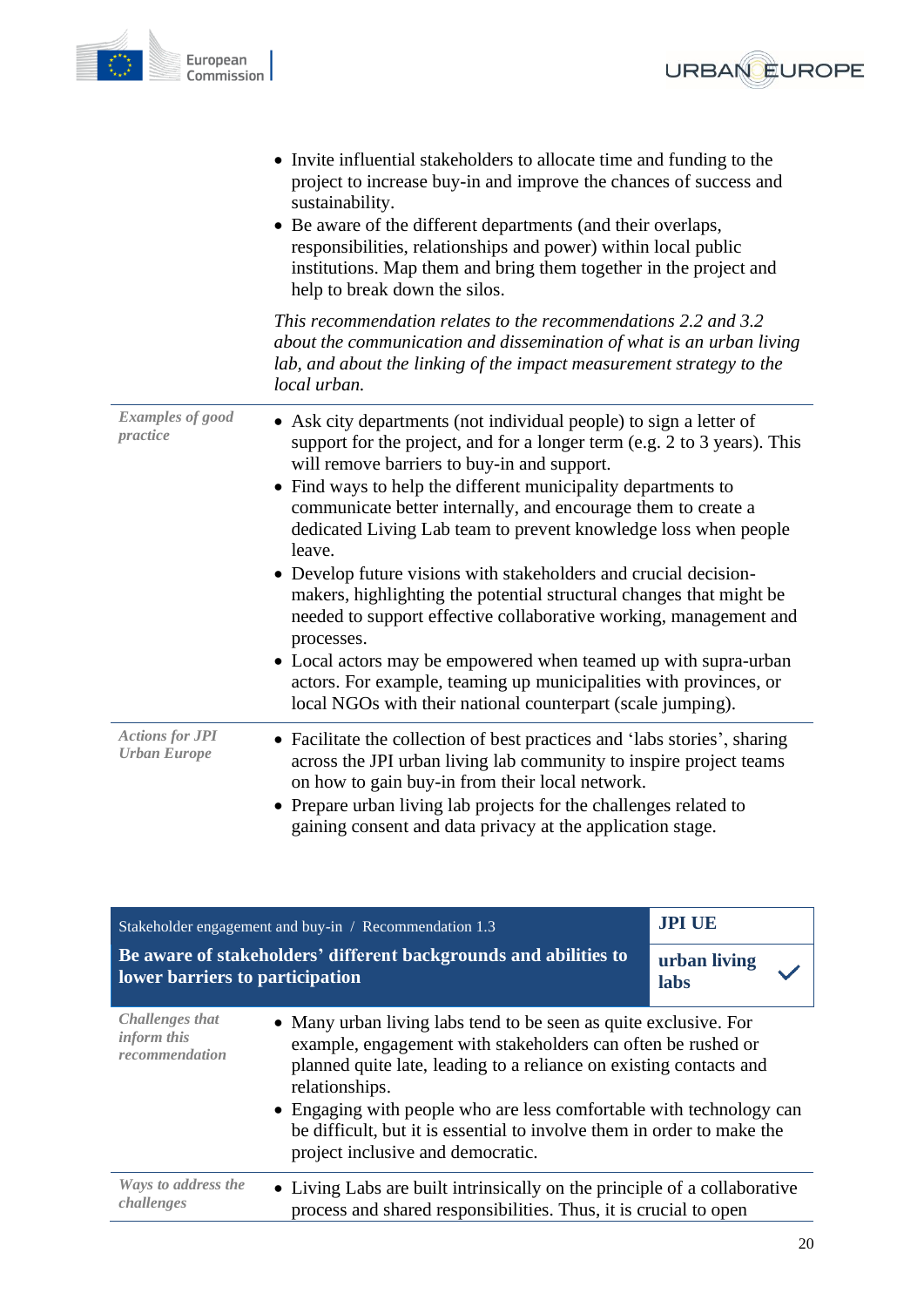| | |
|---|---|
| | • Invite influential stakeholders to allocate time and funding to the project to increase buy-in and improve the chances of success and sustainability.<br>• Be aware of the different departments (and their overlaps, responsibilities, relationships and power) within local public institutions. Map them and bring them together in the project and help to break down the silos.<br><br>*This recommendation relates to the recommendations 2.2 and 3.2 about the communication and dissemination of what is an urban living lab, and about the linking of the impact measurement strategy to the local urban.* |
| *Examples of good practice* | • Ask city departments (not individual people) to sign a letter of support for the project, and for a longer term (e.g. 2 to 3 years). This will remove barriers to buy-in and support.<br>• Find ways to help the different municipality departments to communicate better internally, and encourage them to create a dedicated Living Lab team to prevent knowledge loss when people leave.<br>• Develop future visions with stakeholders and crucial decision-makers, highlighting the potential structural changes that might be needed to support effective collaborative working, management and processes.<br>• Local actors may be empowered when teamed up with supra-urban actors. For example, teaming up municipalities with provinces, or local NGOs with their national counterpart (scale jumping). |
| *Actions for JPI Urban Europe* | • Facilitate the collection of best practices and 'labs stories', sharing across the JPI urban living lab community to inspire project teams on how to gain buy-in from their local network.<br>• Prepare urban living lab projects for the challenges related to gaining consent and data privacy at the application stage. |

| Stakeholder engagement and buy-in / Recommendation 1.3<br>**Be aware of stakeholders' different backgrounds and abilities to lower barriers to participation** | **JPI UE**<br>**urban living labs** ✓ |
|---|---|
| *Challenges that inform this recommendation* | • Many urban living labs tend to be seen as quite exclusive. For example, engagement with stakeholders can often be rushed or planned quite late, leading to a reliance on existing contacts and relationships.<br>• Engaging with people who are less comfortable with technology can be difficult, but it is essential to involve them in order to make the project inclusive and democratic. |
| *Ways to address the challenges* | • Living Labs are built intrinsically on the principle of a collaborative process and shared responsibilities. Thus, it is crucial to open |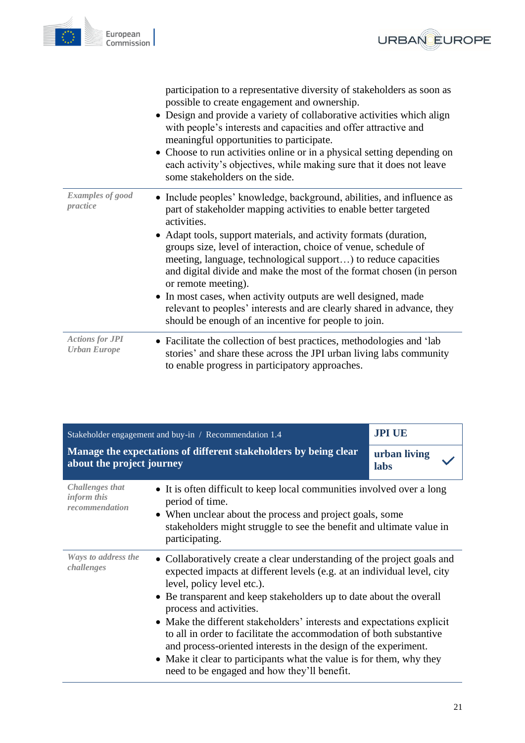| | |
|---|---|
| | participation to a representative diversity of stakeholders as soon as possible to create engagement and ownership. <br>• Design and provide a variety of collaborative activities which align with people's interests and capacities and offer attractive and meaningful opportunities to participate. <br>• Choose to run activities online or in a physical setting depending on each activity's objectives, while making sure that it does not leave some stakeholders on the side. |
| *Examples of good practice* | • Include peoples' knowledge, background, abilities, and influence as part of stakeholder mapping activities to enable better targeted activities. <br>• Adapt tools, support materials, and activity formats (duration, groups size, level of interaction, choice of venue, schedule of meeting, language, technological support…) to reduce capacities and digital divide and make the most of the format chosen (in person or remote meeting). <br>• In most cases, when activity outputs are well designed, made relevant to peoples' interests and are clearly shared in advance, they should be enough of an incentive for people to join. |
| *Actions for JPI Urban Europe* | • Facilitate the collection of best practices, methodologies and 'lab stories' and share these across the JPI urban living labs community to enable progress in participatory approaches. |

| Stakeholder engagement and buy-in / Recommendation 1.4<br>**Manage the expectations of different stakeholders by being clear about the project journey** | **JPI UE**<br>**urban living labs** ✓ |
|---|---|
| *Challenges that inform this recommendation* | • It is often difficult to keep local communities involved over a long period of time. <br>• When unclear about the process and project goals, some stakeholders might struggle to see the benefit and ultimate value in participating. |
| *Ways to address the challenges* | • Collaboratively create a clear understanding of the project goals and expected impacts at different levels (e.g. at an individual level, city level, policy level etc.). <br>• Be transparent and keep stakeholders up to date about the overall process and activities. <br>• Make the different stakeholders' interests and expectations explicit to all in order to facilitate the accommodation of both substantive and process-oriented interests in the design of the experiment. <br>• Make it clear to participants what the value is for them, why they need to be engaged and how they'll benefit. |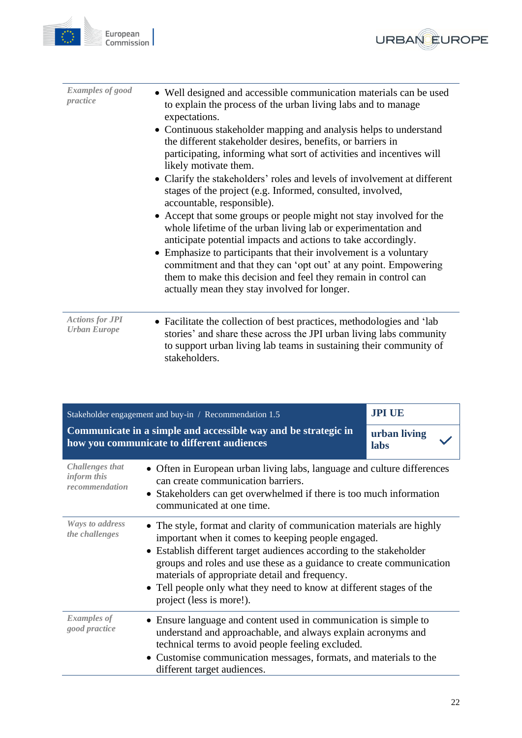| | |
|---|---|
| *Examples of good practice* | • Well designed and accessible communication materials can be used to explain the process of the urban living labs and to manage expectations.<br>• Continuous stakeholder mapping and analysis helps to understand the different stakeholder desires, benefits, or barriers in participating, informing what sort of activities and incentives will likely motivate them.<br>• Clarify the stakeholders' roles and levels of involvement at different stages of the project (e.g. Informed, consulted, involved, accountable, responsible).<br>• Accept that some groups or people might not stay involved for the whole lifetime of the urban living lab or experimentation and anticipate potential impacts and actions to take accordingly.<br>• Emphasize to participants that their involvement is a voluntary commitment and that they can 'opt out' at any point. Empowering them to make this decision and feel they remain in control can actually mean they stay involved for longer. |
| *Actions for JPI Urban Europe* | • Facilitate the collection of best practices, methodologies and 'lab stories' and share these across the JPI urban living labs community to support urban living lab teams in sustaining their community of stakeholders. |

| Stakeholder engagement and buy-in / Recommendation 1.5<br>**Communicate in a simple and accessible way and be strategic in how you communicate to different audiences** | **JPI UE**<br>**urban living labs** ✓ |
|---|---|
| *Challenges that inform this recommendation* | • Often in European urban living labs, language and culture differences can create communication barriers.<br>• Stakeholders can get overwhelmed if there is too much information communicated at one time. |
| *Ways to address the challenges* | • The style, format and clarity of communication materials are highly important when it comes to keeping people engaged.<br>• Establish different target audiences according to the stakeholder groups and roles and use these as a guidance to create communication materials of appropriate detail and frequency.<br>• Tell people only what they need to know at different stages of the project (less is more!). |
| *Examples of good practice* | • Ensure language and content used in communication is simple to understand and approachable, and always explain acronyms and technical terms to avoid people feeling excluded.<br>• Customise communication messages, formats, and materials to the different target audiences. |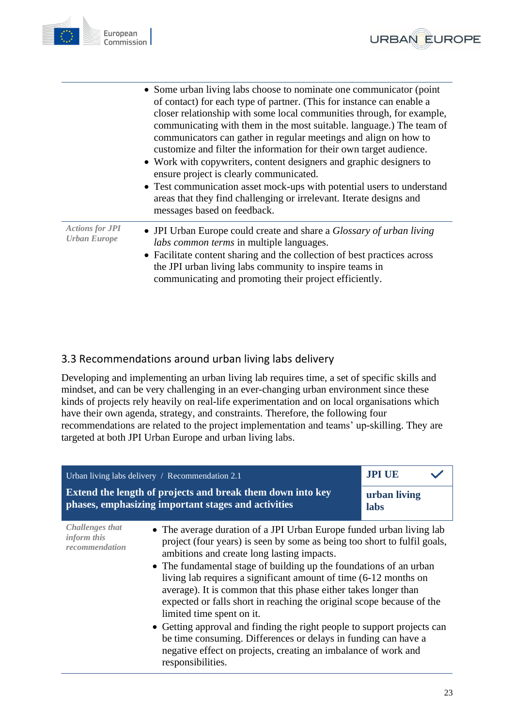| | |
|---|---|
| | • Some urban living labs choose to nominate one communicator (point of contact) for each type of partner. (This for instance can enable a closer relationship with some local communities through, for example, communicating with them in the most suitable. language.) The team of communicators can gather in regular meetings and align on how to customize and filter the information for their own target audience.<br>• Work with copywriters, content designers and graphic designers to ensure project is clearly communicated.<br>• Test communication asset mock-ups with potential users to understand areas that they find challenging or irrelevant. Iterate designs and messages based on feedback. |
| ***Actions for JPI Urban Europe*** | • JPI Urban Europe could create and share a *Glossary of urban living labs common terms* in multiple languages.<br>• Facilitate content sharing and the collection of best practices across the JPI urban living labs community to inspire teams in communicating and promoting their project efficiently. |

## 3.3 Recommendations around urban living labs delivery

Developing and implementing an urban living lab requires time, a set of specific skills and mindset, and can be very challenging in an ever-changing urban environment since these kinds of projects rely heavily on real-life experimentation and on local organisations which have their own agenda, strategy, and constraints. Therefore, the following four recommendations are related to the project implementation and teams' up-skilling. They are targeted at both JPI Urban Europe and urban living labs.

| Urban living labs delivery / Recommendation 2.1<br>**Extend the length of projects and break them down into key phases, emphasizing important stages and activities** | **JPI UE** ✓<br>**urban living labs** |
|---|---|
| ***Challenges that inform this recommendation*** | • The average duration of a JPI Urban Europe funded urban living lab project (four years) is seen by some as being too short to fulfil goals, ambitions and create long lasting impacts.<br>• The fundamental stage of building up the foundations of an urban living lab requires a significant amount of time (6-12 months on average). It is common that this phase either takes longer than expected or falls short in reaching the original scope because of the limited time spent on it.<br>• Getting approval and finding the right people to support projects can be time consuming. Differences or delays in funding can have a negative effect on projects, creating an imbalance of work and responsibilities. |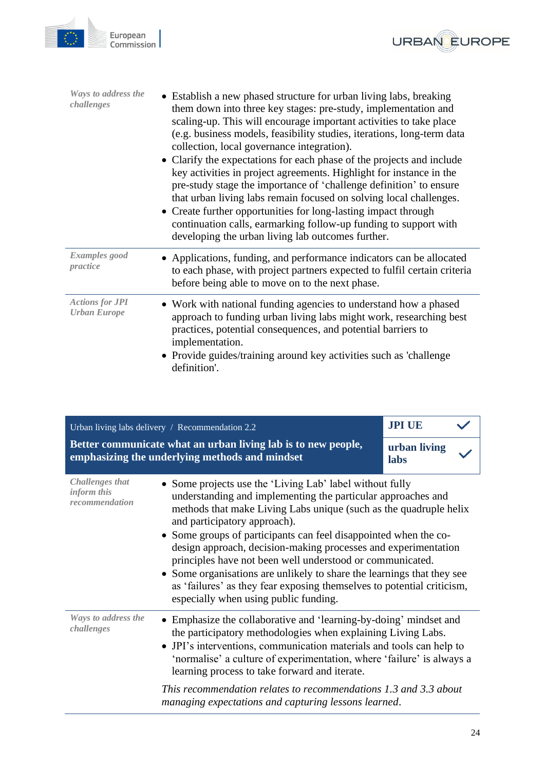| | |
|---|---|
| *Ways to address the challenges* | • Establish a new phased structure for urban living labs, breaking them down into three key stages: pre-study, implementation and scaling-up. This will encourage important activities to take place (e.g. business models, feasibility studies, iterations, long-term data collection, local governance integration).<br>• Clarify the expectations for each phase of the projects and include key activities in project agreements. Highlight for instance in the pre-study stage the importance of 'challenge definition' to ensure that urban living labs remain focused on solving local challenges.<br>• Create further opportunities for long-lasting impact through continuation calls, earmarking follow-up funding to support with developing the urban living lab outcomes further. |
| *Examples good practice* | • Applications, funding, and performance indicators can be allocated to each phase, with project partners expected to fulfil certain criteria before being able to move on to the next phase. |
| *Actions for JPI Urban Europe* | • Work with national funding agencies to understand how a phased approach to funding urban living labs might work, researching best practices, potential consequences, and potential barriers to implementation.<br>• Provide guides/training around key activities such as 'challenge definition'. |

| Urban living labs delivery / Recommendation 2.2<br>**Better communicate what an urban living lab is to new people, emphasizing the underlying methods and mindset** | **JPI UE** ✓<br>**urban living labs** ✓ |
|---|---|
| *Challenges that inform this recommendation* | • Some projects use the 'Living Lab' label without fully understanding and implementing the particular approaches and methods that make Living Labs unique (such as the quadruple helix and participatory approach).<br>• Some groups of participants can feel disappointed when the co-design approach, decision-making processes and experimentation principles have not been well understood or communicated.<br>• Some organisations are unlikely to share the learnings that they see as 'failures' as they fear exposing themselves to potential criticism, especially when using public funding. |
| *Ways to address the challenges* | • Emphasize the collaborative and 'learning-by-doing' mindset and the participatory methodologies when explaining Living Labs.<br>• JPI's interventions, communication materials and tools can help to 'normalise' a culture of experimentation, where 'failure' is always a learning process to take forward and iterate.<br><br>*This recommendation relates to recommendations 1.3 and 3.3 about managing expectations and capturing lessons learned.* |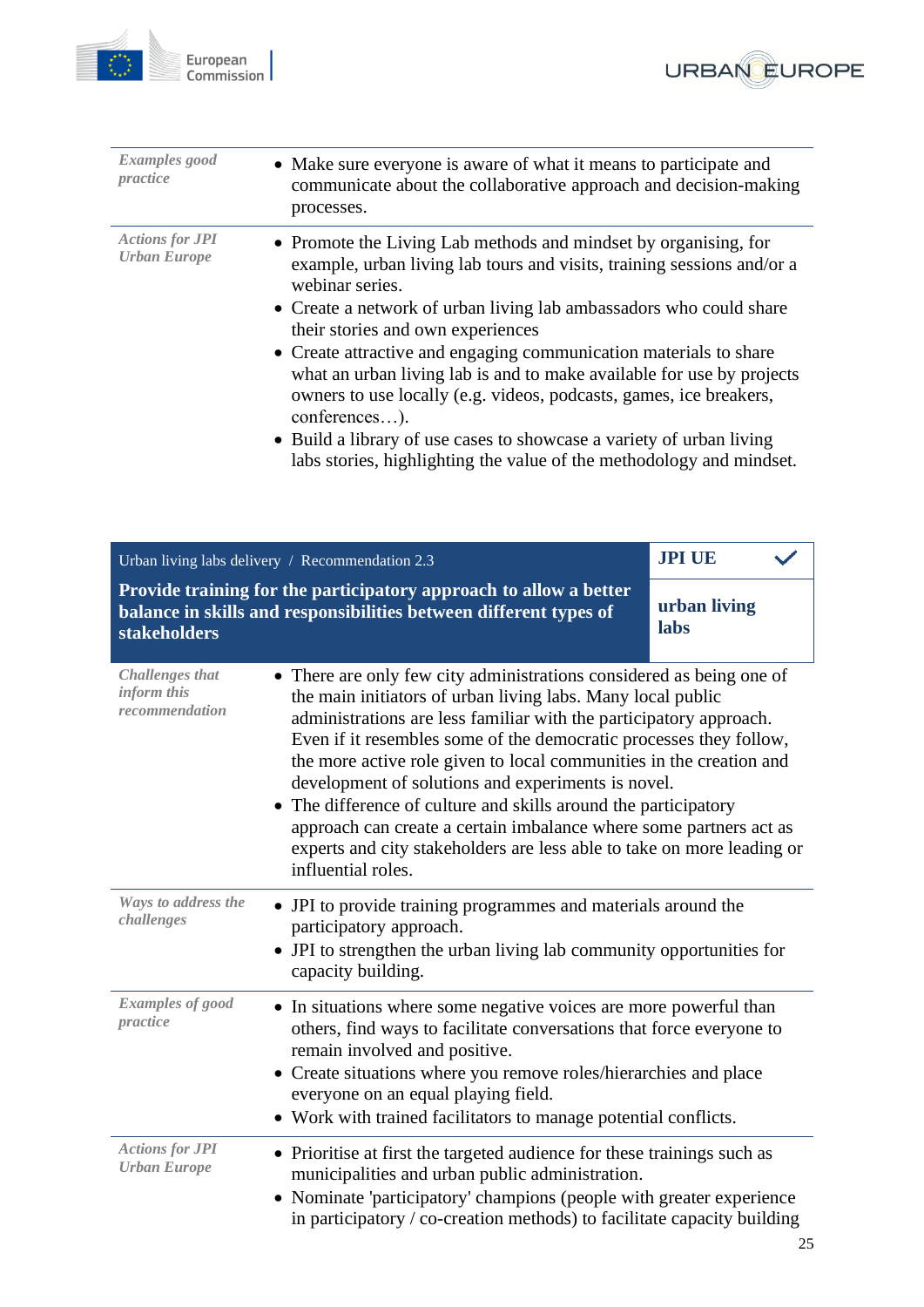| | |
|---|---|
| *Examples good practice* | • Make sure everyone is aware of what it means to participate and communicate about the collaborative approach and decision-making processes. |
| *Actions for JPI Urban Europe* | • Promote the Living Lab methods and mindset by organising, for example, urban living lab tours and visits, training sessions and/or a webinar series.<br>• Create a network of urban living lab ambassadors who could share their stories and own experiences<br>• Create attractive and engaging communication materials to share what an urban living lab is and to make available for use by projects owners to use locally (e.g. videos, podcasts, games, ice breakers, conferences…).<br>• Build a library of use cases to showcase a variety of urban living labs stories, highlighting the value of the methodology and mindset. |

| Urban living labs delivery / Recommendation 2.3<br>**Provide training for the participatory approach to allow a better balance in skills and responsibilities between different types of stakeholders** | **JPI UE** ✓<br>**urban living labs** |
|---|---|
| *Challenges that inform this recommendation* | • There are only few city administrations considered as being one of the main initiators of urban living labs. Many local public administrations are less familiar with the participatory approach. Even if it resembles some of the democratic processes they follow, the more active role given to local communities in the creation and development of solutions and experiments is novel.<br>• The difference of culture and skills around the participatory approach can create a certain imbalance where some partners act as experts and city stakeholders are less able to take on more leading or influential roles. |
| *Ways to address the challenges* | • JPI to provide training programmes and materials around the participatory approach.<br>• JPI to strengthen the urban living lab community opportunities for capacity building. |
| *Examples of good practice* | • In situations where some negative voices are more powerful than others, find ways to facilitate conversations that force everyone to remain involved and positive.<br>• Create situations where you remove roles/hierarchies and place everyone on an equal playing field.<br>• Work with trained facilitators to manage potential conflicts. |
| *Actions for JPI Urban Europe* | • Prioritise at first the targeted audience for these trainings such as municipalities and urban public administration.<br>• Nominate 'participatory' champions (people with greater experience in participatory / co-creation methods) to facilitate capacity building |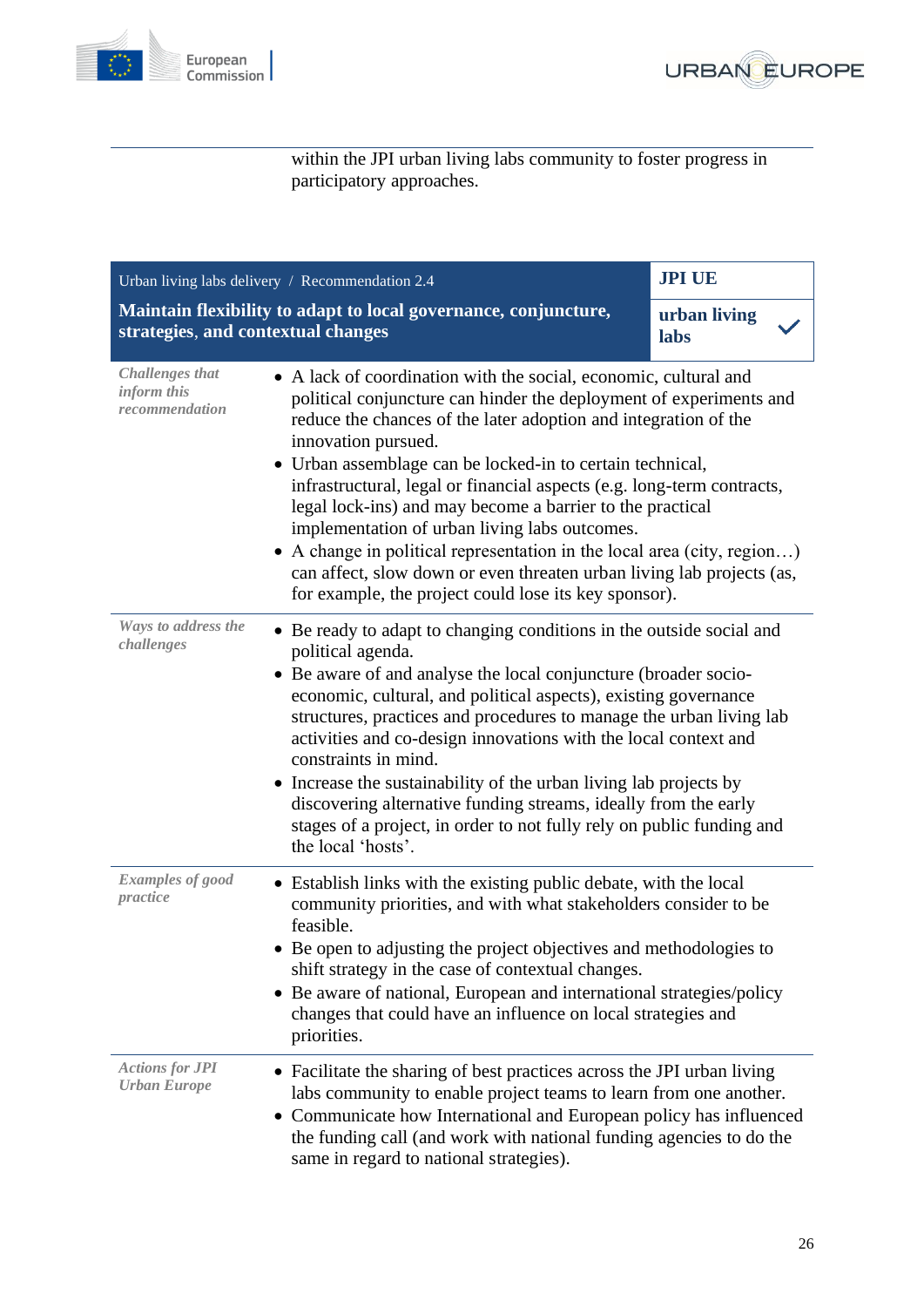within the JPI urban living labs community to foster progress in participatory approaches.

| Urban living labs delivery / Recommendation 2.4 **Maintain flexibility to adapt to local governance, conjuncture, strategies, and contextual changes** | **JPI UE** **urban living labs** ✓ |
|---|---|
| *Challenges that inform this recommendation* | • A lack of coordination with the social, economic, cultural and political conjuncture can hinder the deployment of experiments and reduce the chances of the later adoption and integration of the innovation pursued. • Urban assemblage can be locked-in to certain technical, infrastructural, legal or financial aspects (e.g. long-term contracts, legal lock-ins) and may become a barrier to the practical implementation of urban living labs outcomes. • A change in political representation in the local area (city, region…) can affect, slow down or even threaten urban living lab projects (as, for example, the project could lose its key sponsor). |
| *Ways to address the challenges* | • Be ready to adapt to changing conditions in the outside social and political agenda. • Be aware of and analyse the local conjuncture (broader socio-economic, cultural, and political aspects), existing governance structures, practices and procedures to manage the urban living lab activities and co-design innovations with the local context and constraints in mind. • Increase the sustainability of the urban living lab projects by discovering alternative funding streams, ideally from the early stages of a project, in order to not fully rely on public funding and the local 'hosts'. |
| *Examples of good practice* | • Establish links with the existing public debate, with the local community priorities, and with what stakeholders consider to be feasible. • Be open to adjusting the project objectives and methodologies to shift strategy in the case of contextual changes. • Be aware of national, European and international strategies/policy changes that could have an influence on local strategies and priorities. |
| *Actions for JPI Urban Europe* | • Facilitate the sharing of best practices across the JPI urban living labs community to enable project teams to learn from one another. • Communicate how International and European policy has influenced the funding call (and work with national funding agencies to do the same in regard to national strategies). |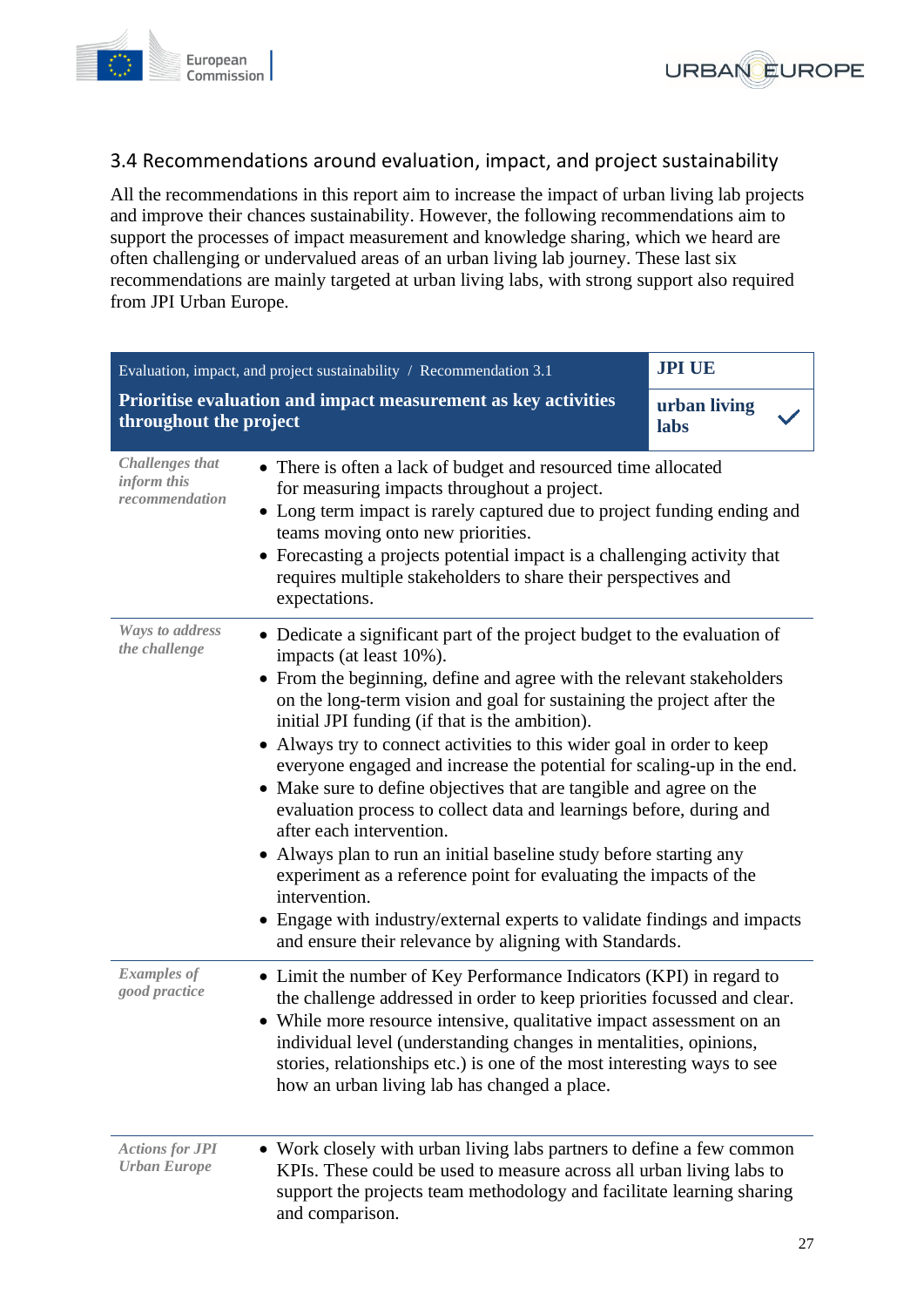## 3.4 Recommendations around evaluation, impact, and project sustainability

All the recommendations in this report aim to increase the impact of urban living lab projects and improve their chances sustainability. However, the following recommendations aim to support the processes of impact measurement and knowledge sharing, which we heard are often challenging or undervalued areas of an urban living lab journey. These last six recommendations are mainly targeted at urban living labs, with strong support also required from JPI Urban Europe.

| Evaluation, impact, and project sustainability / Recommendation 3.1 **Prioritise evaluation and impact measurement as key activities throughout the project** | **JPI UE** <br> **urban living labs** ✓ |
|---|---|
| *Challenges that inform this recommendation* | • There is often a lack of budget and resourced time allocated for measuring impacts throughout a project. <br> • Long term impact is rarely captured due to project funding ending and teams moving onto new priorities. <br> • Forecasting a projects potential impact is a challenging activity that requires multiple stakeholders to share their perspectives and expectations. |
| *Ways to address the challenge* | • Dedicate a significant part of the project budget to the evaluation of impacts (at least 10%). <br> • From the beginning, define and agree with the relevant stakeholders on the long-term vision and goal for sustaining the project after the initial JPI funding (if that is the ambition). <br> • Always try to connect activities to this wider goal in order to keep everyone engaged and increase the potential for scaling-up in the end. <br> • Make sure to define objectives that are tangible and agree on the evaluation process to collect data and learnings before, during and after each intervention. <br> • Always plan to run an initial baseline study before starting any experiment as a reference point for evaluating the impacts of the intervention. <br> • Engage with industry/external experts to validate findings and impacts and ensure their relevance by aligning with Standards. |
| *Examples of good practice* | • Limit the number of Key Performance Indicators (KPI) in regard to the challenge addressed in order to keep priorities focussed and clear. <br> • While more resource intensive, qualitative impact assessment on an individual level (understanding changes in mentalities, opinions, stories, relationships etc.) is one of the most interesting ways to see how an urban living lab has changed a place. |
| *Actions for JPI Urban Europe* | • Work closely with urban living labs partners to define a few common KPIs. These could be used to measure across all urban living labs to support the projects team methodology and facilitate learning sharing and comparison. |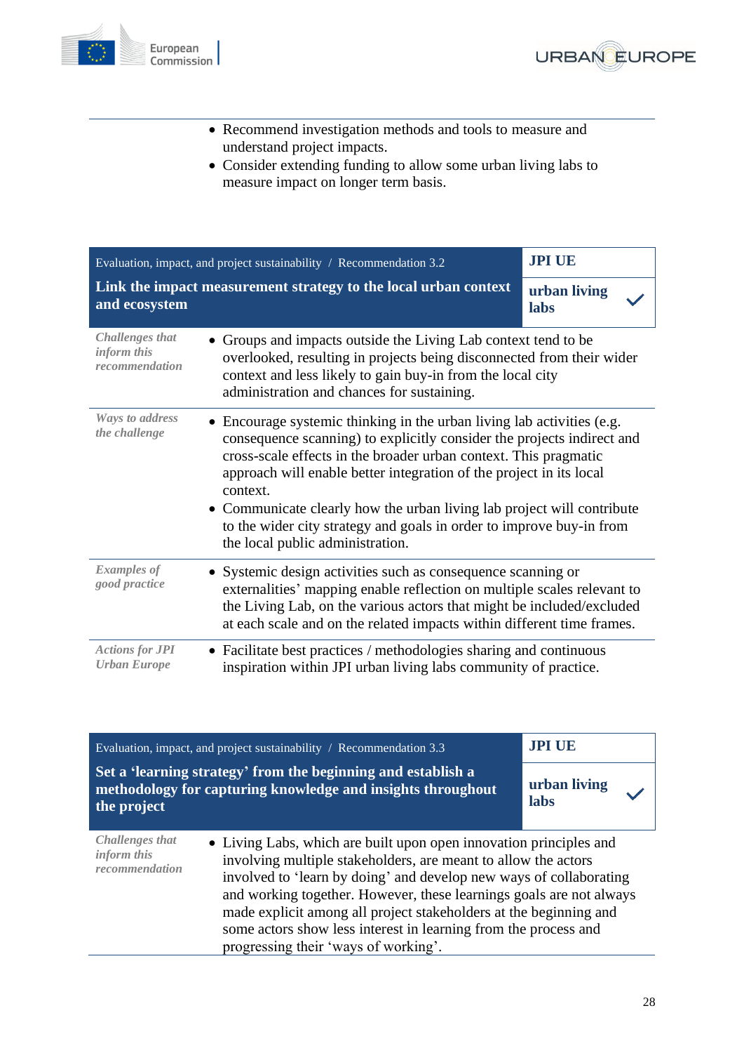- Recommend investigation methods and tools to measure and understand project impacts.
- Consider extending funding to allow some urban living labs to measure impact on longer term basis.

| Evaluation, impact, and project sustainability / Recommendation 3.2 **Link the impact measurement strategy to the local urban context and ecosystem** | **JPI UE** **urban living labs** ✓ |
|---|---|
| *Challenges that inform this recommendation* | • Groups and impacts outside the Living Lab context tend to be overlooked, resulting in projects being disconnected from their wider context and less likely to gain buy-in from the local city administration and chances for sustaining. |
| *Ways to address the challenge* | • Encourage systemic thinking in the urban living lab activities (e.g. consequence scanning) to explicitly consider the projects indirect and cross-scale effects in the broader urban context. This pragmatic approach will enable better integration of the project in its local context. • Communicate clearly how the urban living lab project will contribute to the wider city strategy and goals in order to improve buy-in from the local public administration. |
| *Examples of good practice* | • Systemic design activities such as consequence scanning or externalities' mapping enable reflection on multiple scales relevant to the Living Lab, on the various actors that might be included/excluded at each scale and on the related impacts within different time frames. |
| *Actions for JPI Urban Europe* | • Facilitate best practices / methodologies sharing and continuous inspiration within JPI urban living labs community of practice. |

| Evaluation, impact, and project sustainability / Recommendation 3.3 **Set a 'learning strategy' from the beginning and establish a methodology for capturing knowledge and insights throughout the project** | **JPI UE** **urban living labs** ✓ |
|---|---|
| *Challenges that inform this recommendation* | • Living Labs, which are built upon open innovation principles and involving multiple stakeholders, are meant to allow the actors involved to 'learn by doing' and develop new ways of collaborating and working together. However, these learnings goals are not always made explicit among all project stakeholders at the beginning and some actors show less interest in learning from the process and progressing their 'ways of working'. |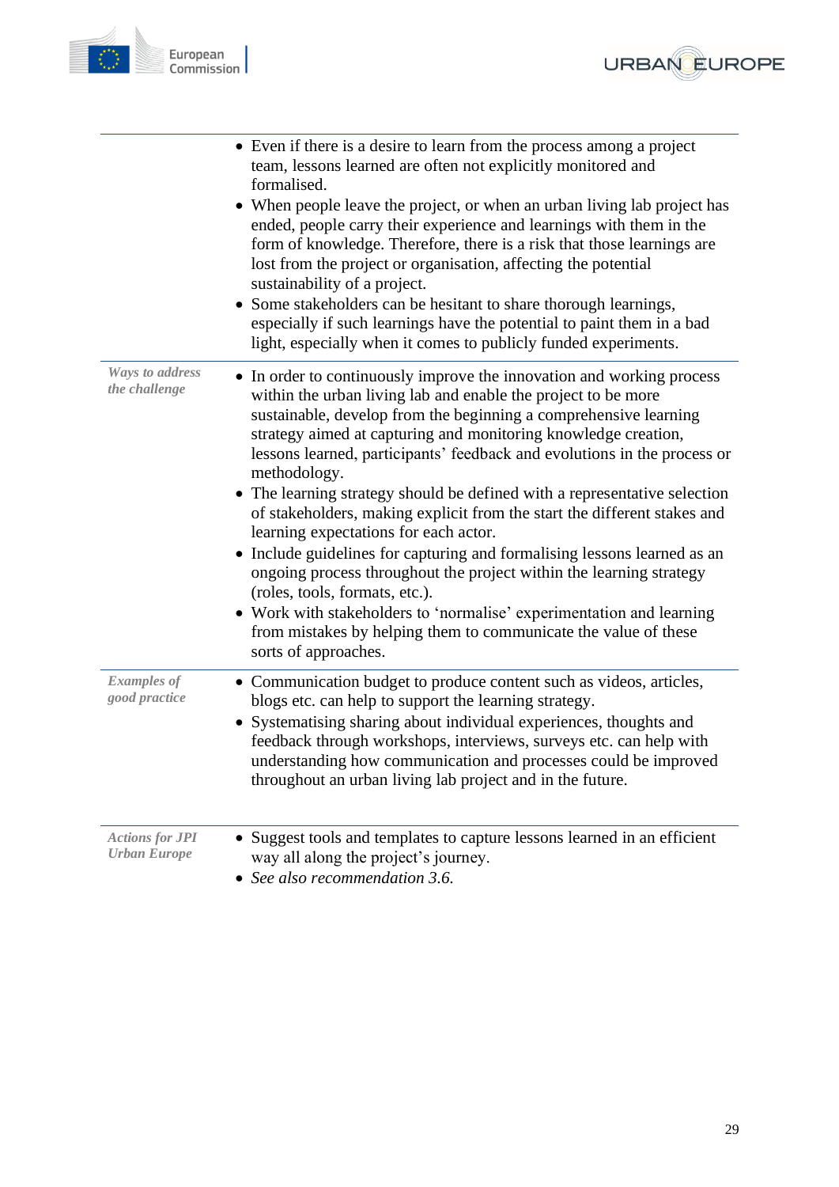| | |
|---|---|
| | • Even if there is a desire to learn from the process among a project team, lessons learned are often not explicitly monitored and formalised.<br>• When people leave the project, or when an urban living lab project has ended, people carry their experience and learnings with them in the form of knowledge. Therefore, there is a risk that those learnings are lost from the project or organisation, affecting the potential sustainability of a project.<br>• Some stakeholders can be hesitant to share thorough learnings, especially if such learnings have the potential to paint them in a bad light, especially when it comes to publicly funded experiments. |
| *Ways to address the challenge* | • In order to continuously improve the innovation and working process within the urban living lab and enable the project to be more sustainable, develop from the beginning a comprehensive learning strategy aimed at capturing and monitoring knowledge creation, lessons learned, participants' feedback and evolutions in the process or methodology.<br>• The learning strategy should be defined with a representative selection of stakeholders, making explicit from the start the different stakes and learning expectations for each actor.<br>• Include guidelines for capturing and formalising lessons learned as an ongoing process throughout the project within the learning strategy (roles, tools, formats, etc.).<br>• Work with stakeholders to 'normalise' experimentation and learning from mistakes by helping them to communicate the value of these sorts of approaches. |
| *Examples of good practice* | • Communication budget to produce content such as videos, articles, blogs etc. can help to support the learning strategy.<br>• Systematising sharing about individual experiences, thoughts and feedback through workshops, interviews, surveys etc. can help with understanding how communication and processes could be improved throughout an urban living lab project and in the future. |
| *Actions for JPI Urban Europe* | • Suggest tools and templates to capture lessons learned in an efficient way all along the project's journey.<br>• *See also recommendation 3.6.* |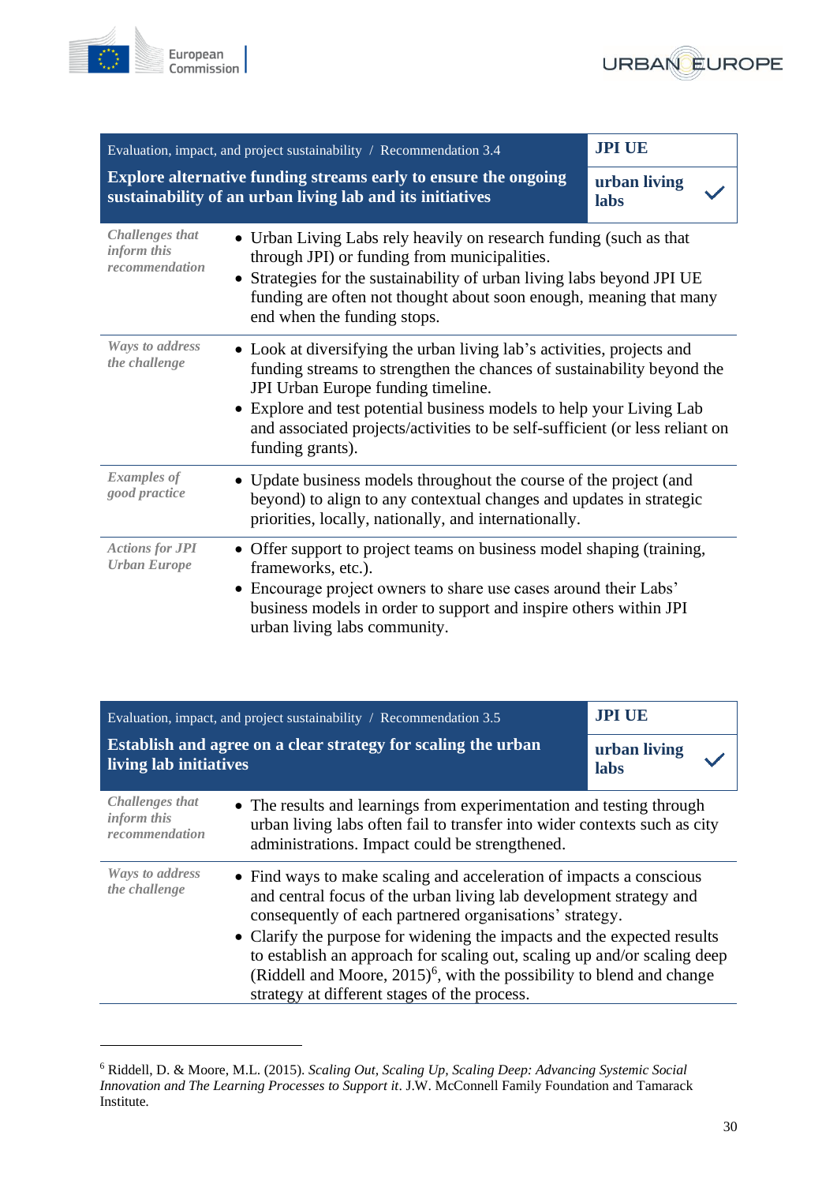| Evaluation, impact, and project sustainability / Recommendation 3.4<br>**Explore alternative funding streams early to ensure the ongoing sustainability of an urban living lab and its initiatives** | **JPI UE**<br>**urban living labs** ✓ |
|---|---|
| *Challenges that inform this recommendation* | • Urban Living Labs rely heavily on research funding (such as that through JPI) or funding from municipalities.<br>• Strategies for the sustainability of urban living labs beyond JPI UE funding are often not thought about soon enough, meaning that many end when the funding stops. |
| *Ways to address the challenge* | • Look at diversifying the urban living lab's activities, projects and funding streams to strengthen the chances of sustainability beyond the JPI Urban Europe funding timeline.<br>• Explore and test potential business models to help your Living Lab and associated projects/activities to be self-sufficient (or less reliant on funding grants). |
| *Examples of good practice* | • Update business models throughout the course of the project (and beyond) to align to any contextual changes and updates in strategic priorities, locally, nationally, and internationally. |
| *Actions for JPI Urban Europe* | • Offer support to project teams on business model shaping (training, frameworks, etc.).<br>• Encourage project owners to share use cases around their Labs' business models in order to support and inspire others within JPI urban living labs community. |

| Evaluation, impact, and project sustainability / Recommendation 3.5<br>**Establish and agree on a clear strategy for scaling the urban living lab initiatives** | **JPI UE**<br>**urban living labs** ✓ |
|---|---|
| *Challenges that inform this recommendation* | • The results and learnings from experimentation and testing through urban living labs often fail to transfer into wider contexts such as city administrations. Impact could be strengthened. |
| *Ways to address the challenge* | • Find ways to make scaling and acceleration of impacts a conscious and central focus of the urban living lab development strategy and consequently of each partnered organisations' strategy.<br>• Clarify the purpose for widening the impacts and the expected results to establish an approach for scaling out, scaling up and/or scaling deep (Riddell and Moore, 2015)[6], with the possibility to blend and change strategy at different stages of the process. |

[6] Riddell, D. & Moore, M.L. (2015). *Scaling Out, Scaling Up, Scaling Deep: Advancing Systemic Social Innovation and The Learning Processes to Support it*. J.W. McConnell Family Foundation and Tamarack Institute.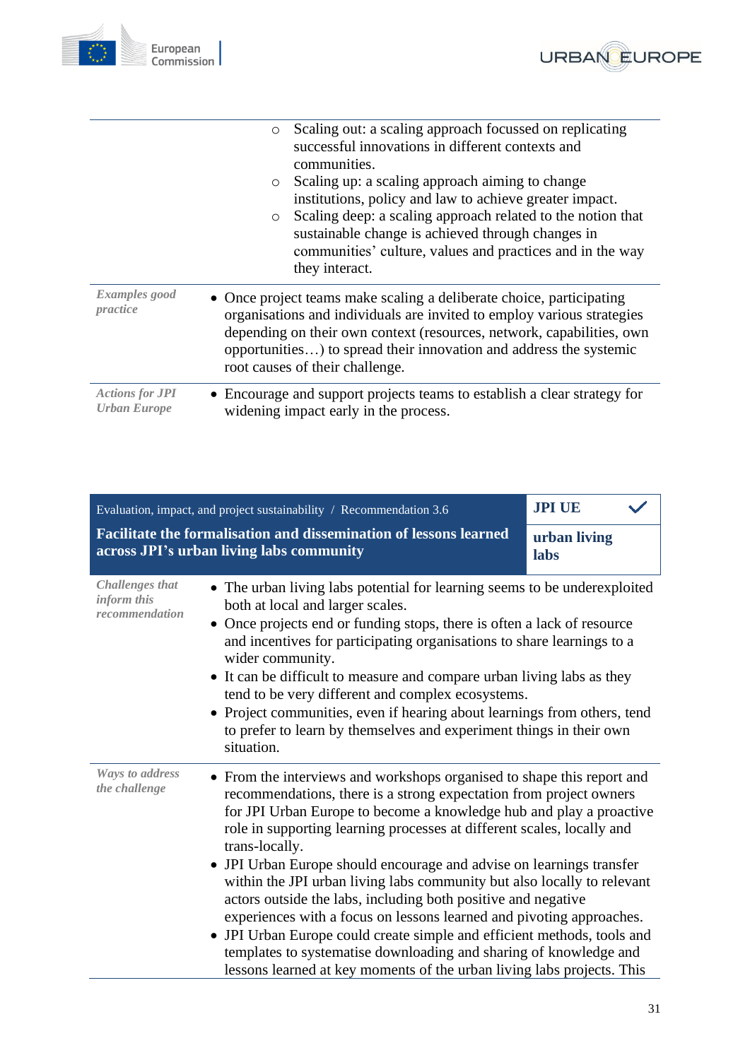| | |
|---|---|
| | ○ Scaling out: a scaling approach focussed on replicating successful innovations in different contexts and communities.<br>○ Scaling up: a scaling approach aiming to change institutions, policy and law to achieve greater impact.<br>○ Scaling deep: a scaling approach related to the notion that sustainable change is achieved through changes in communities' culture, values and practices and in the way they interact. |
| *Examples good practice* | • Once project teams make scaling a deliberate choice, participating organisations and individuals are invited to employ various strategies depending on their own context (resources, network, capabilities, own opportunities…) to spread their innovation and address the systemic root causes of their challenge. |
| *Actions for JPI Urban Europe* | • Encourage and support projects teams to establish a clear strategy for widening impact early in the process. |

| Evaluation, impact, and project sustainability / Recommendation 3.6<br>**Facilitate the formalisation and dissemination of lessons learned across JPI's urban living labs community** | **JPI UE** ✓<br>**urban living labs** |
|---|---|
| *Challenges that inform this recommendation* | • The urban living labs potential for learning seems to be underexploited both at local and larger scales.<br>• Once projects end or funding stops, there is often a lack of resource and incentives for participating organisations to share learnings to a wider community.<br>• It can be difficult to measure and compare urban living labs as they tend to be very different and complex ecosystems.<br>• Project communities, even if hearing about learnings from others, tend to prefer to learn by themselves and experiment things in their own situation. |
| *Ways to address the challenge* | • From the interviews and workshops organised to shape this report and recommendations, there is a strong expectation from project owners for JPI Urban Europe to become a knowledge hub and play a proactive role in supporting learning processes at different scales, locally and trans-locally.<br>• JPI Urban Europe should encourage and advise on learnings transfer within the JPI urban living labs community but also locally to relevant actors outside the labs, including both positive and negative experiences with a focus on lessons learned and pivoting approaches.<br>• JPI Urban Europe could create simple and efficient methods, tools and templates to systematise downloading and sharing of knowledge and lessons learned at key moments of the urban living labs projects. This |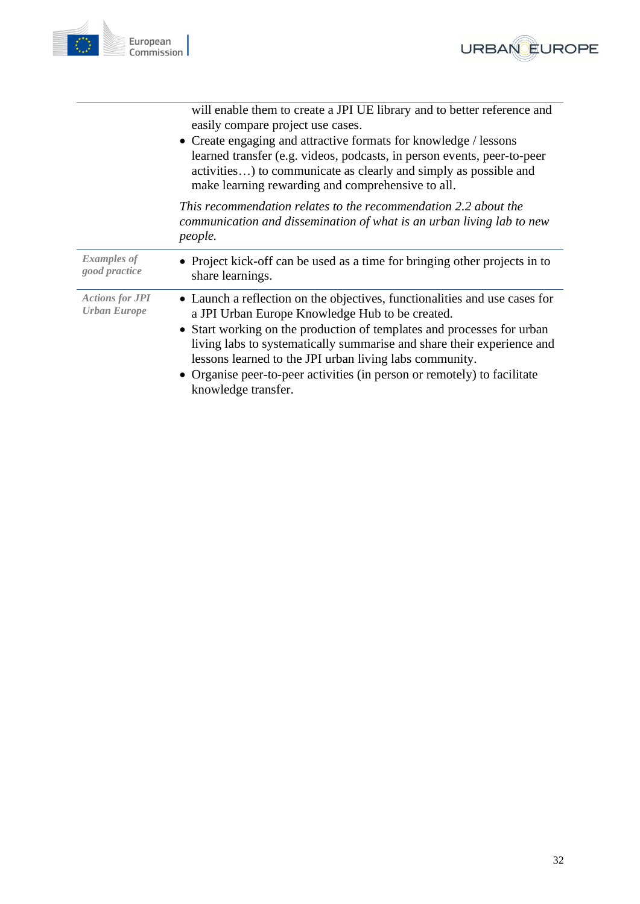| | |
|---|---|
| | will enable them to create a JPI UE library and to better reference and easily compare project use cases.<br>• Create engaging and attractive formats for knowledge / lessons learned transfer (e.g. videos, podcasts, in person events, peer-to-peer activities…) to communicate as clearly and simply as possible and make learning rewarding and comprehensive to all.<br><br>*This recommendation relates to the recommendation 2.2 about the communication and dissemination of what is an urban living lab to new people.* |
| ***Examples of good practice*** | • Project kick-off can be used as a time for bringing other projects in to share learnings. |
| ***Actions for JPI Urban Europe*** | • Launch a reflection on the objectives, functionalities and use cases for a JPI Urban Europe Knowledge Hub to be created.<br>• Start working on the production of templates and processes for urban living labs to systematically summarise and share their experience and lessons learned to the JPI urban living labs community.<br>• Organise peer-to-peer activities (in person or remotely) to facilitate knowledge transfer. |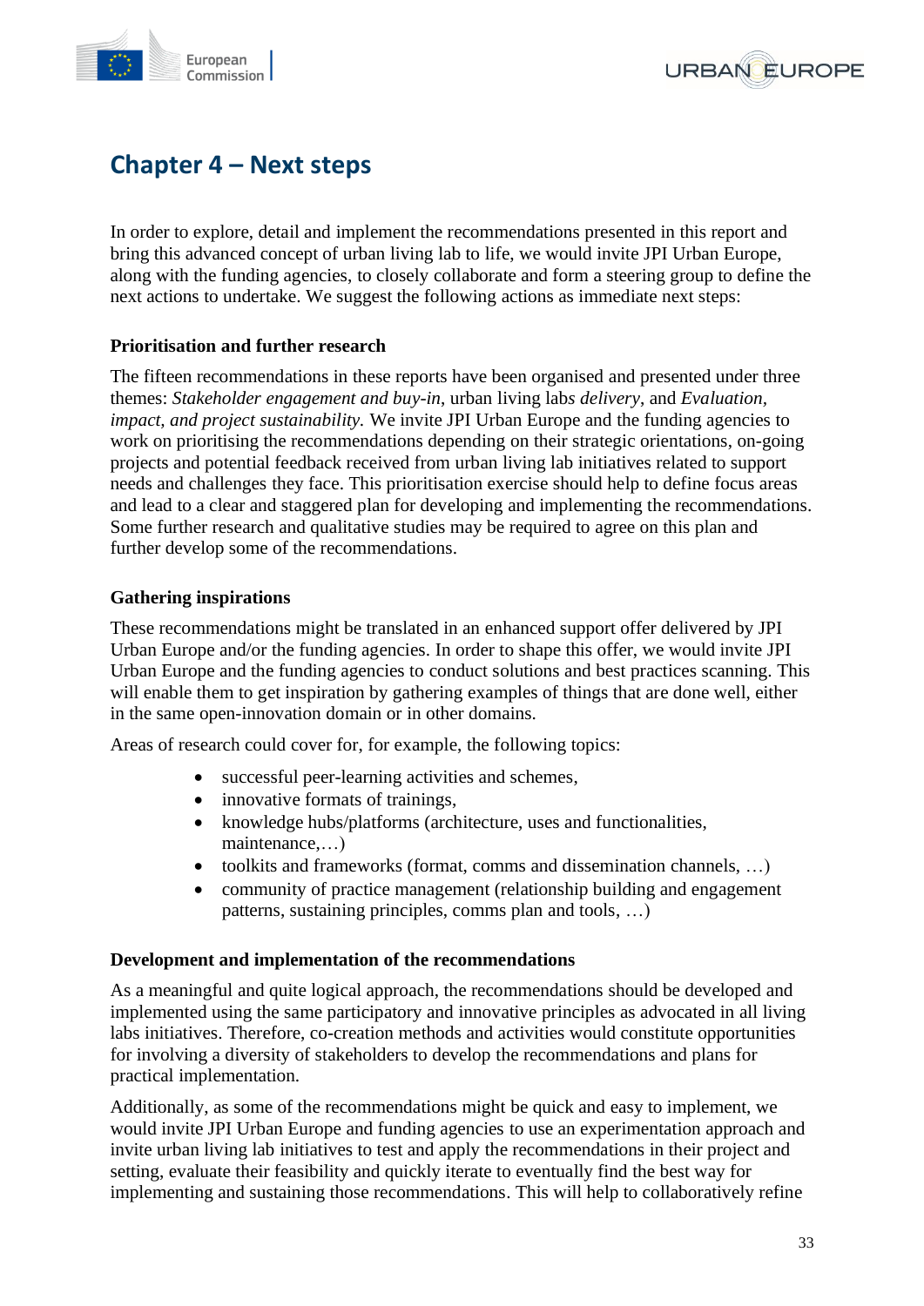# Chapter 4 – Next steps

In order to explore, detail and implement the recommendations presented in this report and bring this advanced concept of urban living lab to life, we would invite JPI Urban Europe, along with the funding agencies, to closely collaborate and form a steering group to define the next actions to undertake. We suggest the following actions as immediate next steps:

**Prioritisation and further research**

The fifteen recommendations in these reports have been organised and presented under three themes: *Stakeholder engagement and buy-in*, urban living labs *delivery*, and *Evaluation, impact, and project sustainability.* We invite JPI Urban Europe and the funding agencies to work on prioritising the recommendations depending on their strategic orientations, on-going projects and potential feedback received from urban living lab initiatives related to support needs and challenges they face. This prioritisation exercise should help to define focus areas and lead to a clear and staggered plan for developing and implementing the recommendations. Some further research and qualitative studies may be required to agree on this plan and further develop some of the recommendations.

**Gathering inspirations**

These recommendations might be translated in an enhanced support offer delivered by JPI Urban Europe and/or the funding agencies. In order to shape this offer, we would invite JPI Urban Europe and the funding agencies to conduct solutions and best practices scanning. This will enable them to get inspiration by gathering examples of things that are done well, either in the same open-innovation domain or in other domains.

Areas of research could cover for, for example, the following topics:

- successful peer-learning activities and schemes,
- innovative formats of trainings,
- knowledge hubs/platforms (architecture, uses and functionalities, maintenance,…)
- toolkits and frameworks (format, comms and dissemination channels, …)
- community of practice management (relationship building and engagement patterns, sustaining principles, comms plan and tools, …)

**Development and implementation of the recommendations**

As a meaningful and quite logical approach, the recommendations should be developed and implemented using the same participatory and innovative principles as advocated in all living labs initiatives. Therefore, co-creation methods and activities would constitute opportunities for involving a diversity of stakeholders to develop the recommendations and plans for practical implementation.

Additionally, as some of the recommendations might be quick and easy to implement, we would invite JPI Urban Europe and funding agencies to use an experimentation approach and invite urban living lab initiatives to test and apply the recommendations in their project and setting, evaluate their feasibility and quickly iterate to eventually find the best way for implementing and sustaining those recommendations. This will help to collaboratively refine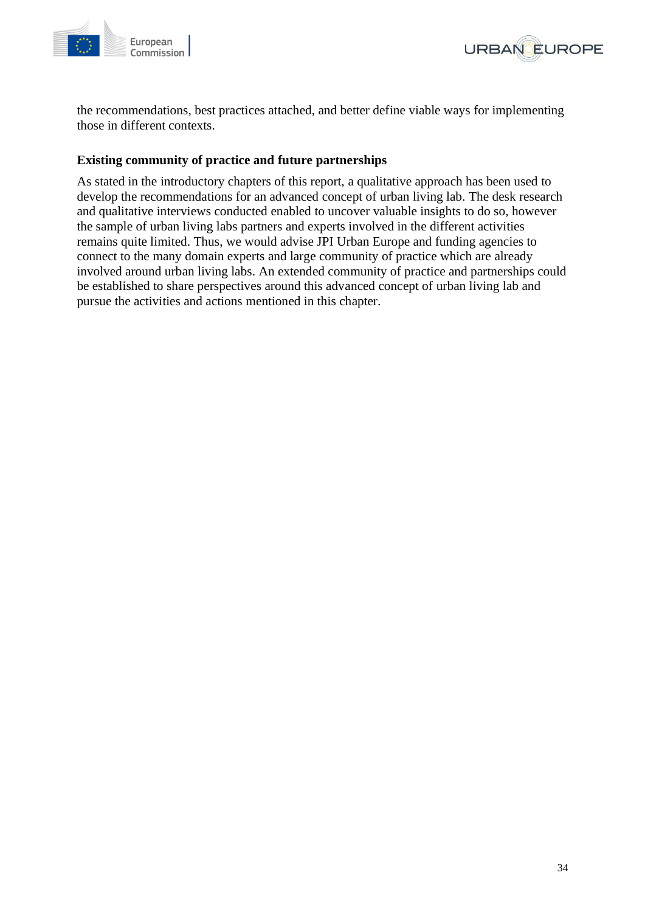the recommendations, best practices attached, and better define viable ways for implementing those in different contexts.

**Existing community of practice and future partnerships**

As stated in the introductory chapters of this report, a qualitative approach has been used to develop the recommendations for an advanced concept of urban living lab. The desk research and qualitative interviews conducted enabled to uncover valuable insights to do so, however the sample of urban living labs partners and experts involved in the different activities remains quite limited. Thus, we would advise JPI Urban Europe and funding agencies to connect to the many domain experts and large community of practice which are already involved around urban living labs. An extended community of practice and partnerships could be established to share perspectives around this advanced concept of urban living lab and pursue the activities and actions mentioned in this chapter.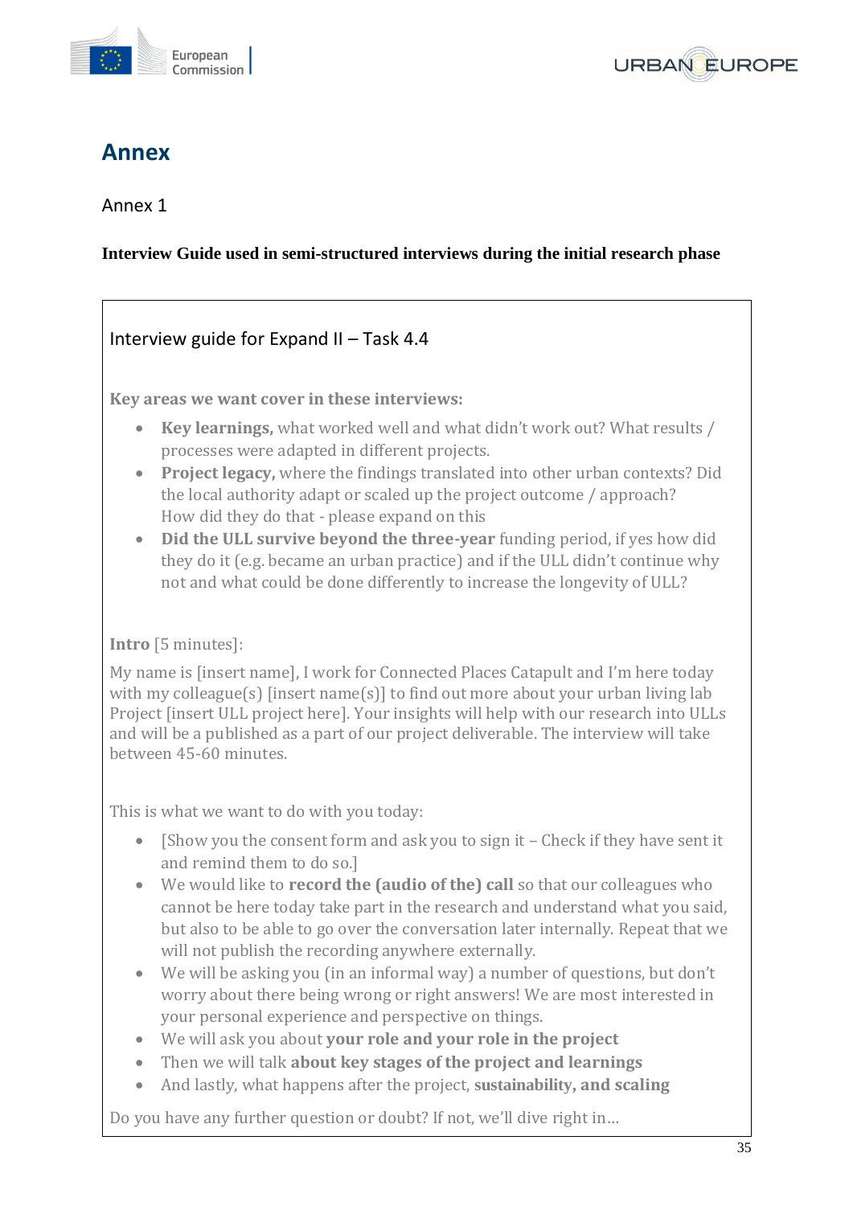# Annex

Annex 1

**Interview Guide used in semi-structured interviews during the initial research phase**

Interview guide for Expand II – Task 4.4

**Key areas we want cover in these interviews:**

- **Key learnings,** what worked well and what didn't work out? What results / processes were adapted in different projects.
- **Project legacy,** where the findings translated into other urban contexts? Did the local authority adapt or scaled up the project outcome / approach? How did they do that - please expand on this
- **Did the ULL survive beyond the three-year** funding period, if yes how did they do it (e.g. became an urban practice) and if the ULL didn't continue why not and what could be done differently to increase the longevity of ULL?

**Intro** [5 minutes]:

My name is [insert name], I work for Connected Places Catapult and I'm here today with my colleague(s) [insert name(s)] to find out more about your urban living lab Project [insert ULL project here]. Your insights will help with our research into ULLs and will be a published as a part of our project deliverable. The interview will take between 45-60 minutes.

This is what we want to do with you today:

- [Show you the consent form and ask you to sign it – Check if they have sent it and remind them to do so.]
- We would like to **record the (audio of the) call** so that our colleagues who cannot be here today take part in the research and understand what you said, but also to be able to go over the conversation later internally. Repeat that we will not publish the recording anywhere externally.
- We will be asking you (in an informal way) a number of questions, but don't worry about there being wrong or right answers! We are most interested in your personal experience and perspective on things.
- We will ask you about **your role and your role in the project**
- Then we will talk **about key stages of the project and learnings**
- And lastly, what happens after the project, **sustainability, and scaling**

Do you have any further question or doubt? If not, we'll dive right in…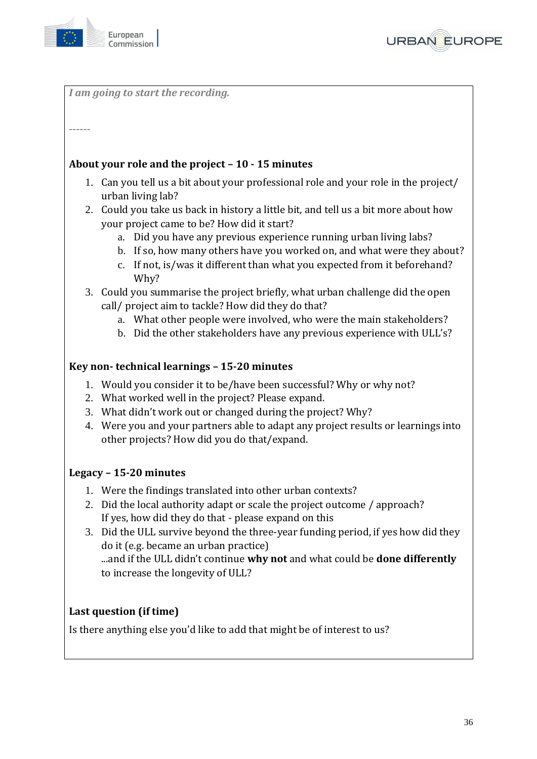*I am going to start the recording.*

------

**About your role and the project – 10 - 15 minutes**

1. Can you tell us a bit about your professional role and your role in the project/ urban living lab?
2. Could you take us back in history a little bit, and tell us a bit more about how your project came to be? How did it start?
   a. Did you have any previous experience running urban living labs?
   b. If so, how many others have you worked on, and what were they about?
   c. If not, is/was it different than what you expected from it beforehand? Why?
3. Could you summarise the project briefly, what urban challenge did the open call/ project aim to tackle? How did they do that?
   a. What other people were involved, who were the main stakeholders?
   b. Did the other stakeholders have any previous experience with ULL's?

**Key non- technical learnings – 15-20 minutes**

1. Would you consider it to be/have been successful? Why or why not?
2. What worked well in the project? Please expand.
3. What didn't work out or changed during the project? Why?
4. Were you and your partners able to adapt any project results or learnings into other projects? How did you do that/expand.

**Legacy – 15-20 minutes**

1. Were the findings translated into other urban contexts?
2. Did the local authority adapt or scale the project outcome / approach? If yes, how did they do that - please expand on this
3. Did the ULL survive beyond the three-year funding period, if yes how did they do it (e.g. became an urban practice)
   ...and if the ULL didn't continue **why not** and what could be **done differently** to increase the longevity of ULL?

**Last question (if time)**

Is there anything else you'd like to add that might be of interest to us?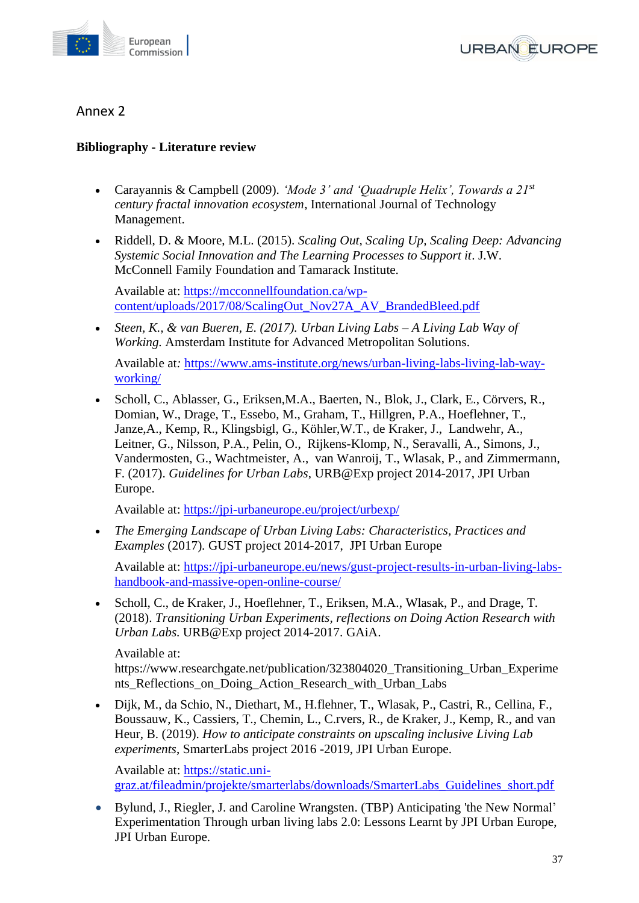Annex 2

**Bibliography - Literature review**

- Carayannis & Campbell (2009). *'Mode 3' and 'Quadruple Helix', Towards a 21st century fractal innovation ecosystem*, International Journal of Technology Management.
- Riddell, D. & Moore, M.L. (2015). *Scaling Out, Scaling Up, Scaling Deep: Advancing Systemic Social Innovation and The Learning Processes to Support it*. J.W. McConnell Family Foundation and Tamarack Institute.

  Available at: https://mcconnellfoundation.ca/wp-content/uploads/2017/08/ScalingOut_Nov27A_AV_BrandedBleed.pdf
- *Steen, K., & van Bueren, E. (2017). Urban Living Labs – A Living Lab Way of Working.* Amsterdam Institute for Advanced Metropolitan Solutions.

  Available at: https://www.ams-institute.org/news/urban-living-labs-living-lab-way-working/
- Scholl, C., Ablasser, G., Eriksen,M.A., Baerten, N., Blok, J., Clark, E., Cörvers, R., Domian, W., Drage, T., Essebo, M., Graham, T., Hillgren, P.A., Hoeflehner, T., Janze,A., Kemp, R., Klingsbigl, G., Köhler,W.T., de Kraker, J., Landwehr, A., Leitner, G., Nilsson, P.A., Pelin, O., Rijkens-Klomp, N., Seravalli, A., Simons, J., Vandermosten, G., Wachtmeister, A., van Wanroij, T., Wlasak, P., and Zimmermann, F. (2017). *Guidelines for Urban Labs*, URB@Exp project 2014-2017, JPI Urban Europe.

  Available at: https://jpi-urbaneurope.eu/project/urbexp/
- *The Emerging Landscape of Urban Living Labs: Characteristics, Practices and Examples* (2017). GUST project 2014-2017, JPI Urban Europe

  Available at: https://jpi-urbaneurope.eu/news/gust-project-results-in-urban-living-labs-handbook-and-massive-open-online-course/
- Scholl, C., de Kraker, J., Hoeflehner, T., Eriksen, M.A., Wlasak, P., and Drage, T. (2018). *Transitioning Urban Experiments, reflections on Doing Action Research with Urban Labs.* URB@Exp project 2014-2017. GAiA.

  Available at: https://www.researchgate.net/publication/323804020_Transitioning_Urban_Experiments_Reflections_on_Doing_Action_Research_with_Urban_Labs
- Dijk, M., da Schio, N., Diethart, M., H.flehner, T., Wlasak, P., Castri, R., Cellina, F., Boussauw, K., Cassiers, T., Chemin, L., C.rvers, R., de Kraker, J., Kemp, R., and van Heur, B. (2019). *How to anticipate constraints on upscaling inclusive Living Lab experiments*, SmarterLabs project 2016 -2019, JPI Urban Europe.

  Available at: https://static.uni-graz.at/fileadmin/projekte/smarterlabs/downloads/SmarterLabs_Guidelines_short.pdf
- Bylund, J., Riegler, J. and Caroline Wrangsten. (TBP) Anticipating 'the New Normal' Experimentation Through urban living labs 2.0: Lessons Learnt by JPI Urban Europe, JPI Urban Europe.